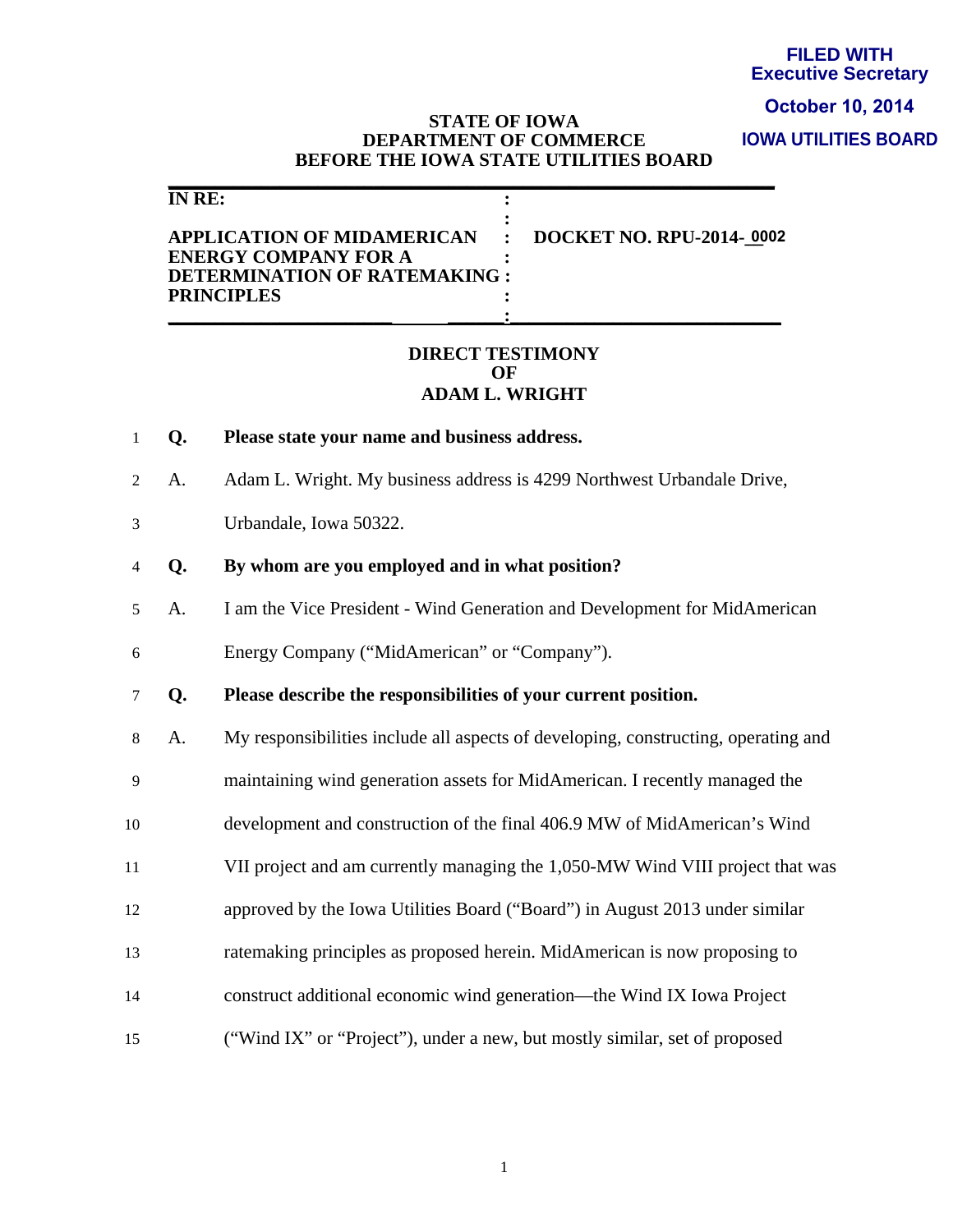**FILED WITH**
**Executive Secretary**
**October 10, 2014**
**IOWA UTILITIES BOARD**

**STATE OF IOWA**
**DEPARTMENT OF COMMERCE**
**BEFORE THE IOWA STATE UTILITIES BOARD**

| | | |
|---|---|---|
| **IN RE:** | : | |
| | : | |
| **APPLICATION OF MIDAMERICAN ENERGY COMPANY FOR A DETERMINATION OF RATEMAKING PRINCIPLES** | : | **DOCKET NO. RPU-2014-0002** |

**DIRECT TESTIMONY**
**OF**
**ADAM L. WRIGHT**

1 **Q. Please state your name and business address.**

2 A. Adam L. Wright. My business address is 4299 Northwest Urbandale Drive,
3 Urbandale, Iowa 50322.

4 **Q. By whom are you employed and in what position?**

5 A. I am the Vice President - Wind Generation and Development for MidAmerican
6 Energy Company ("MidAmerican" or "Company").

7 **Q. Please describe the responsibilities of your current position.**

8 A. My responsibilities include all aspects of developing, constructing, operating and
9 maintaining wind generation assets for MidAmerican. I recently managed the
10 development and construction of the final 406.9 MW of MidAmerican's Wind
11 VII project and am currently managing the 1,050-MW Wind VIII project that was
12 approved by the Iowa Utilities Board ("Board") in August 2013 under similar
13 ratemaking principles as proposed herein. MidAmerican is now proposing to
14 construct additional economic wind generation—the Wind IX Iowa Project
15 ("Wind IX" or "Project"), under a new, but mostly similar, set of proposed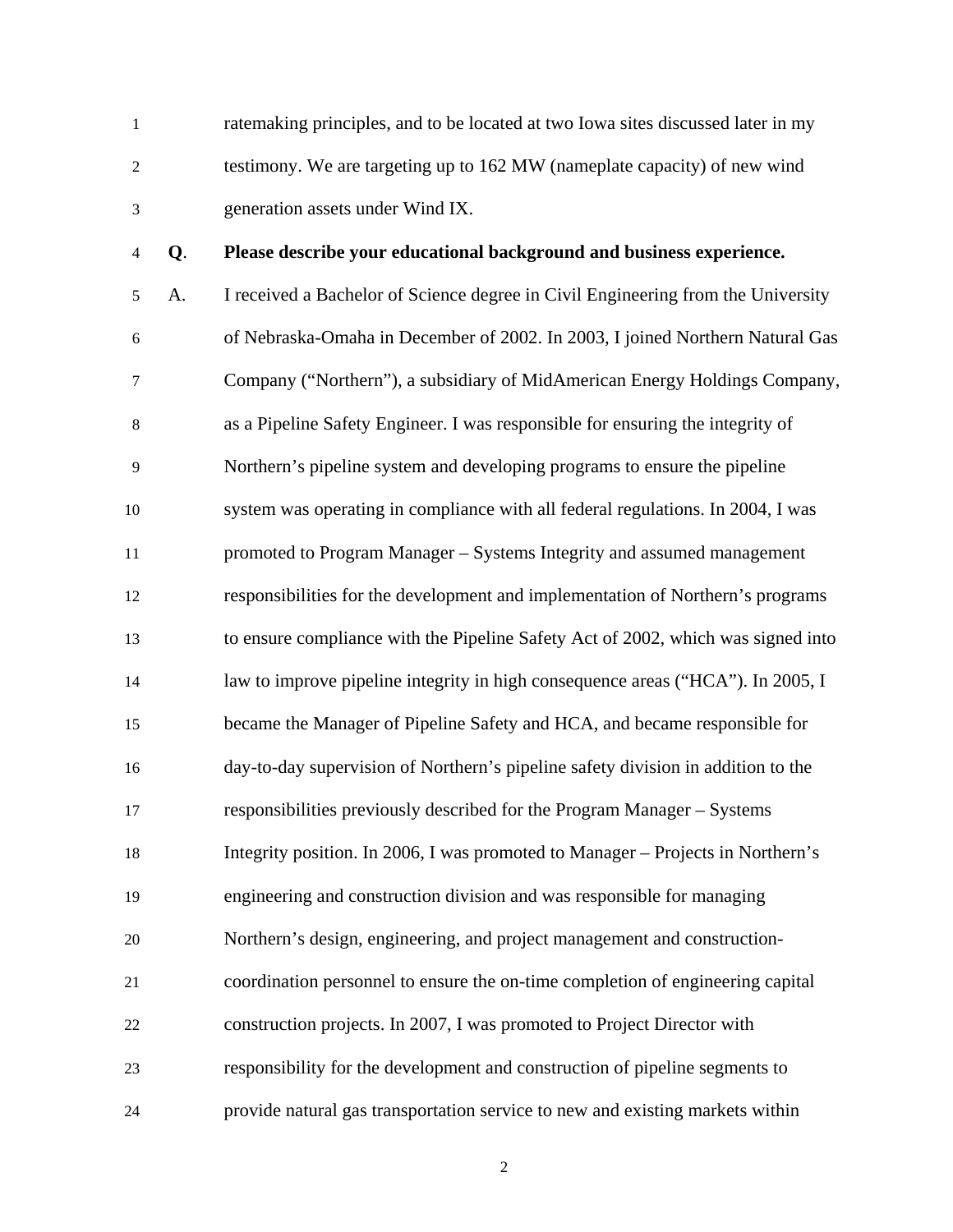ratemaking principles, and to be located at two Iowa sites discussed later in my testimony. We are targeting up to 162 MW (nameplate capacity) of new wind generation assets under Wind IX.

**Q. Please describe your educational background and business experience.**

A. I received a Bachelor of Science degree in Civil Engineering from the University of Nebraska-Omaha in December of 2002. In 2003, I joined Northern Natural Gas Company ("Northern"), a subsidiary of MidAmerican Energy Holdings Company, as a Pipeline Safety Engineer. I was responsible for ensuring the integrity of Northern's pipeline system and developing programs to ensure the pipeline system was operating in compliance with all federal regulations. In 2004, I was promoted to Program Manager – Systems Integrity and assumed management responsibilities for the development and implementation of Northern's programs to ensure compliance with the Pipeline Safety Act of 2002, which was signed into law to improve pipeline integrity in high consequence areas ("HCA"). In 2005, I became the Manager of Pipeline Safety and HCA, and became responsible for day-to-day supervision of Northern's pipeline safety division in addition to the responsibilities previously described for the Program Manager – Systems Integrity position. In 2006, I was promoted to Manager – Projects in Northern's engineering and construction division and was responsible for managing Northern's design, engineering, and project management and construction-coordination personnel to ensure the on-time completion of engineering capital construction projects. In 2007, I was promoted to Project Director with responsibility for the development and construction of pipeline segments to provide natural gas transportation service to new and existing markets within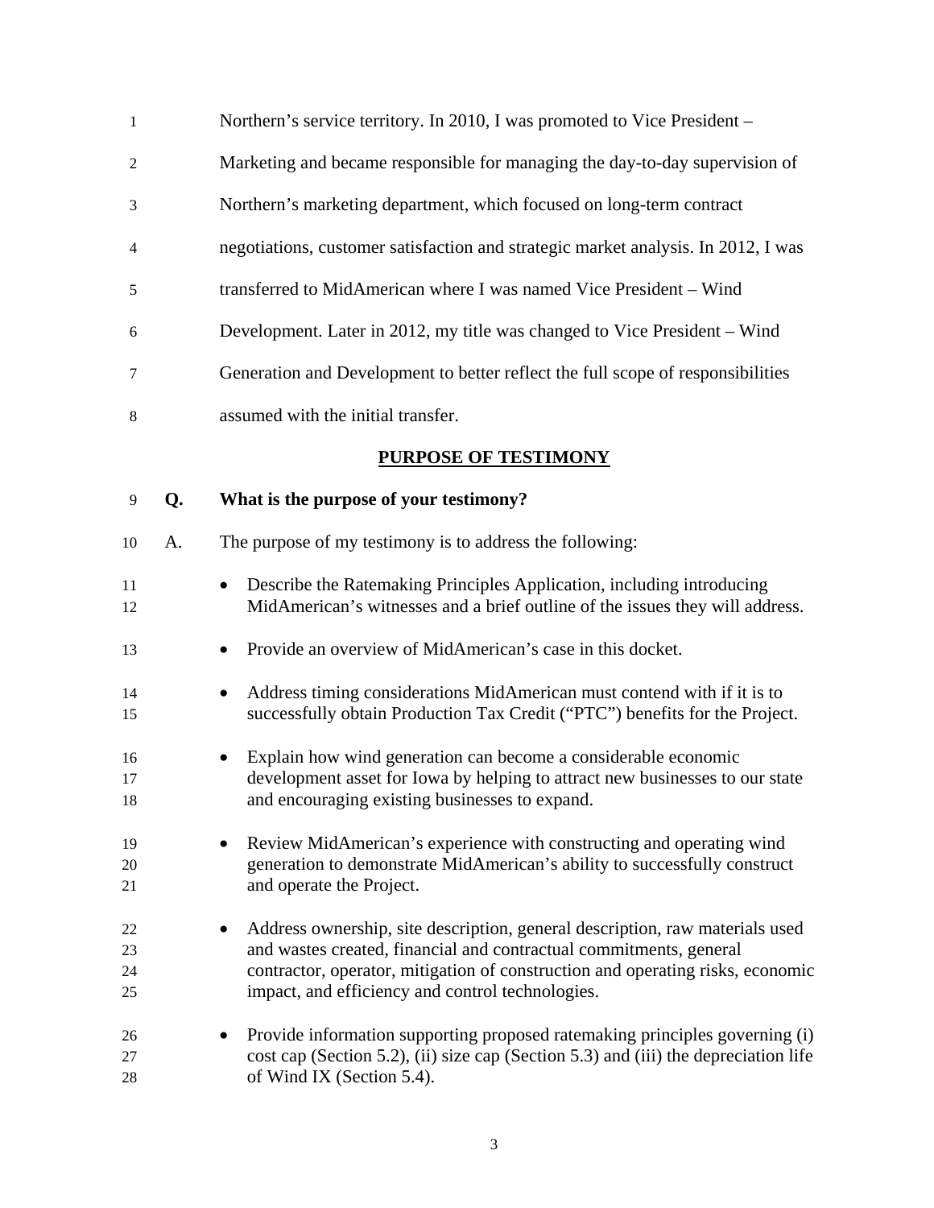Northern's service territory. In 2010, I was promoted to Vice President – Marketing and became responsible for managing the day-to-day supervision of Northern's marketing department, which focused on long-term contract negotiations, customer satisfaction and strategic market analysis. In 2012, I was transferred to MidAmerican where I was named Vice President – Wind Development. Later in 2012, my title was changed to Vice President – Wind Generation and Development to better reflect the full scope of responsibilities assumed with the initial transfer.

## PURPOSE OF TESTIMONY

**Q. What is the purpose of your testimony?**

A. The purpose of my testimony is to address the following:

- Describe the Ratemaking Principles Application, including introducing MidAmerican's witnesses and a brief outline of the issues they will address.
- Provide an overview of MidAmerican's case in this docket.
- Address timing considerations MidAmerican must contend with if it is to successfully obtain Production Tax Credit ("PTC") benefits for the Project.
- Explain how wind generation can become a considerable economic development asset for Iowa by helping to attract new businesses to our state and encouraging existing businesses to expand.
- Review MidAmerican's experience with constructing and operating wind generation to demonstrate MidAmerican's ability to successfully construct and operate the Project.
- Address ownership, site description, general description, raw materials used and wastes created, financial and contractual commitments, general contractor, operator, mitigation of construction and operating risks, economic impact, and efficiency and control technologies.
- Provide information supporting proposed ratemaking principles governing (i) cost cap (Section 5.2), (ii) size cap (Section 5.3) and (iii) the depreciation life of Wind IX (Section 5.4).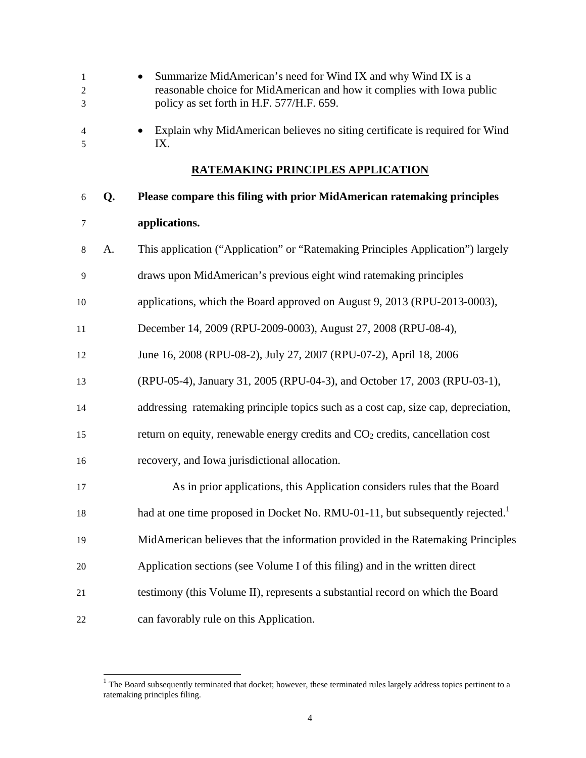- Summarize MidAmerican's need for Wind IX and why Wind IX is a reasonable choice for MidAmerican and how it complies with Iowa public policy as set forth in H.F. 577/H.F. 659.
- Explain why MidAmerican believes no siting certificate is required for Wind IX.

## RATEMAKING PRINCIPLES APPLICATION

**Q. Please compare this filing with prior MidAmerican ratemaking principles applications.**

A. This application ("Application" or "Ratemaking Principles Application") largely draws upon MidAmerican's previous eight wind ratemaking principles applications, which the Board approved on August 9, 2013 (RPU-2013-0003), December 14, 2009 (RPU-2009-0003), August 27, 2008 (RPU-08-4), June 16, 2008 (RPU-08-2), July 27, 2007 (RPU-07-2), April 18, 2006 (RPU-05-4), January 31, 2005 (RPU-04-3), and October 17, 2003 (RPU-03-1), addressing ratemaking principle topics such as a cost cap, size cap, depreciation, return on equity, renewable energy credits and $CO_2$ credits, cancellation cost recovery, and Iowa jurisdictional allocation.

As in prior applications, this Application considers rules that the Board had at one time proposed in Docket No. RMU-01-11, but subsequently rejected.[1] MidAmerican believes that the information provided in the Ratemaking Principles Application sections (see Volume I of this filing) and in the written direct testimony (this Volume II), represents a substantial record on which the Board can favorably rule on this Application.

[1] The Board subsequently terminated that docket; however, these terminated rules largely address topics pertinent to a ratemaking principles filing.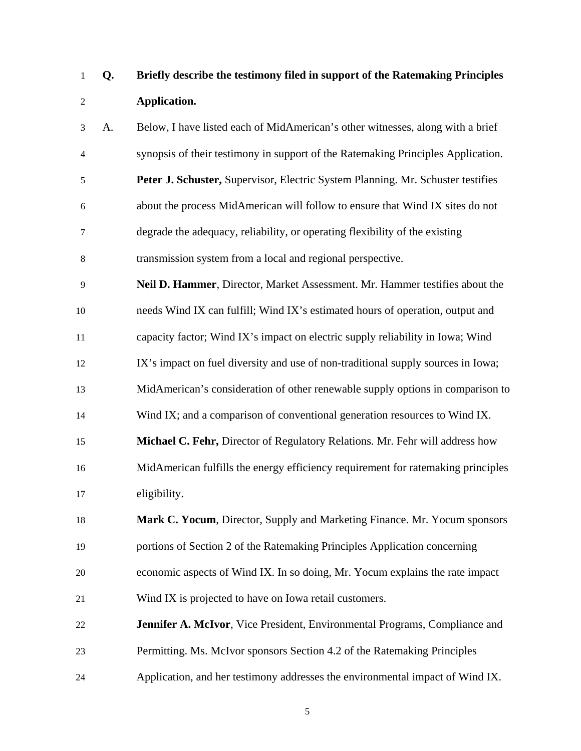**Q. Briefly describe the testimony filed in support of the Ratemaking Principles Application.**

A. Below, I have listed each of MidAmerican's other witnesses, along with a brief synopsis of their testimony in support of the Ratemaking Principles Application.

**Peter J. Schuster,** Supervisor, Electric System Planning. Mr. Schuster testifies about the process MidAmerican will follow to ensure that Wind IX sites do not degrade the adequacy, reliability, or operating flexibility of the existing transmission system from a local and regional perspective.

**Neil D. Hammer**, Director, Market Assessment. Mr. Hammer testifies about the needs Wind IX can fulfill; Wind IX's estimated hours of operation, output and capacity factor; Wind IX's impact on electric supply reliability in Iowa; Wind IX's impact on fuel diversity and use of non-traditional supply sources in Iowa; MidAmerican's consideration of other renewable supply options in comparison to Wind IX; and a comparison of conventional generation resources to Wind IX.

**Michael C. Fehr,** Director of Regulatory Relations. Mr. Fehr will address how MidAmerican fulfills the energy efficiency requirement for ratemaking principles eligibility.

**Mark C. Yocum**, Director, Supply and Marketing Finance. Mr. Yocum sponsors portions of Section 2 of the Ratemaking Principles Application concerning economic aspects of Wind IX. In so doing, Mr. Yocum explains the rate impact Wind IX is projected to have on Iowa retail customers.

**Jennifer A. McIvor**, Vice President, Environmental Programs, Compliance and Permitting. Ms. McIvor sponsors Section 4.2 of the Ratemaking Principles Application, and her testimony addresses the environmental impact of Wind IX.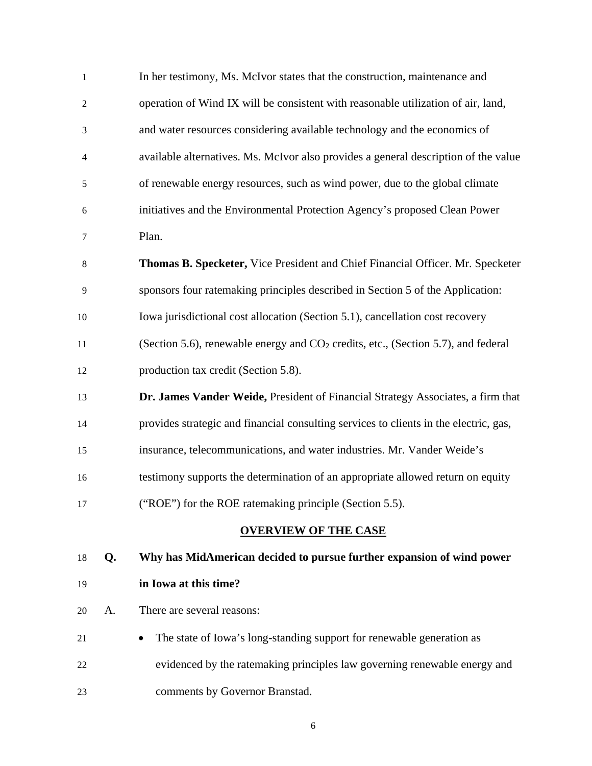In her testimony, Ms. McIvor states that the construction, maintenance and operation of Wind IX will be consistent with reasonable utilization of air, land, and water resources considering available technology and the economics of available alternatives. Ms. McIvor also provides a general description of the value of renewable energy resources, such as wind power, due to the global climate initiatives and the Environmental Protection Agency's proposed Clean Power Plan.

**Thomas B. Specketer,** Vice President and Chief Financial Officer. Mr. Specketer sponsors four ratemaking principles described in Section 5 of the Application: Iowa jurisdictional cost allocation (Section 5.1), cancellation cost recovery (Section 5.6), renewable energy and $CO_2$ credits, etc., (Section 5.7), and federal production tax credit (Section 5.8).

**Dr. James Vander Weide,** President of Financial Strategy Associates, a firm that provides strategic and financial consulting services to clients in the electric, gas, insurance, telecommunications, and water industries. Mr. Vander Weide's testimony supports the determination of an appropriate allowed return on equity ("ROE") for the ROE ratemaking principle (Section 5.5).

## OVERVIEW OF THE CASE

**Q. Why has MidAmerican decided to pursue further expansion of wind power in Iowa at this time?**

A. There are several reasons:

- The state of Iowa's long-standing support for renewable generation as evidenced by the ratemaking principles law governing renewable energy and comments by Governor Branstad.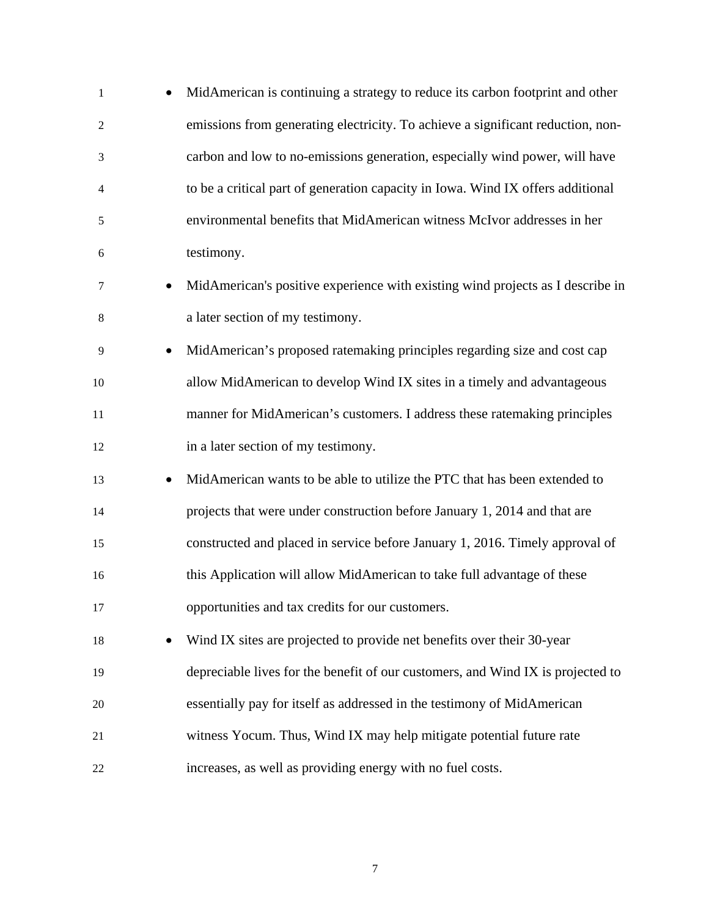- MidAmerican is continuing a strategy to reduce its carbon footprint and other emissions from generating electricity. To achieve a significant reduction, non-carbon and low to no-emissions generation, especially wind power, will have to be a critical part of generation capacity in Iowa. Wind IX offers additional environmental benefits that MidAmerican witness McIvor addresses in her testimony.
- MidAmerican's positive experience with existing wind projects as I describe in a later section of my testimony.
- MidAmerican's proposed ratemaking principles regarding size and cost cap allow MidAmerican to develop Wind IX sites in a timely and advantageous manner for MidAmerican's customers. I address these ratemaking principles in a later section of my testimony.
- MidAmerican wants to be able to utilize the PTC that has been extended to projects that were under construction before January 1, 2014 and that are constructed and placed in service before January 1, 2016. Timely approval of this Application will allow MidAmerican to take full advantage of these opportunities and tax credits for our customers.
- Wind IX sites are projected to provide net benefits over their 30-year depreciable lives for the benefit of our customers, and Wind IX is projected to essentially pay for itself as addressed in the testimony of MidAmerican witness Yocum. Thus, Wind IX may help mitigate potential future rate increases, as well as providing energy with no fuel costs.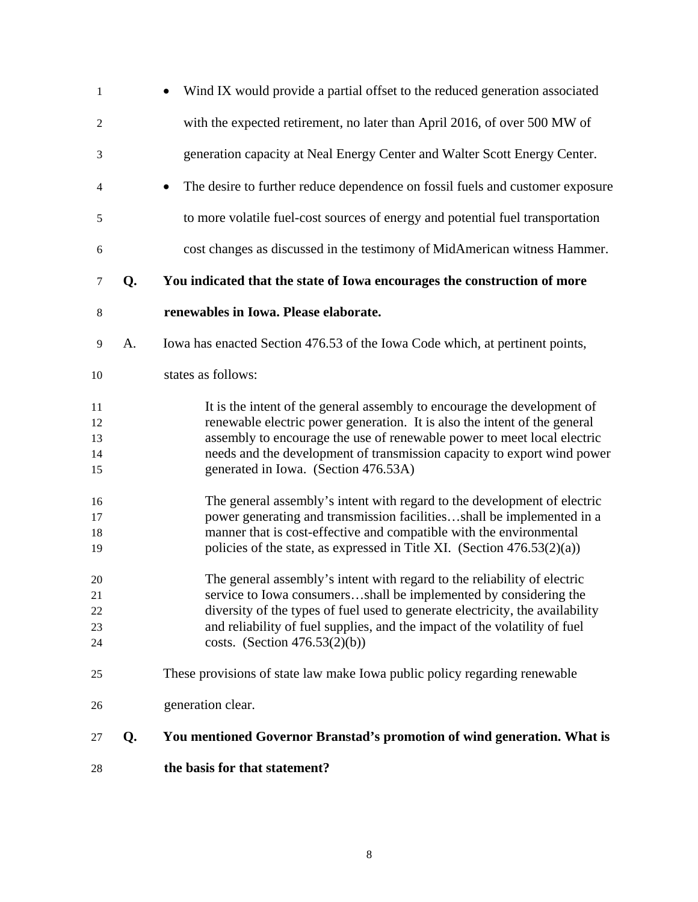- Wind IX would provide a partial offset to the reduced generation associated with the expected retirement, no later than April 2016, of over 500 MW of generation capacity at Neal Energy Center and Walter Scott Energy Center.
- The desire to further reduce dependence on fossil fuels and customer exposure to more volatile fuel-cost sources of energy and potential fuel transportation cost changes as discussed in the testimony of MidAmerican witness Hammer.

**Q. You indicated that the state of Iowa encourages the construction of more renewables in Iowa. Please elaborate.**

A. Iowa has enacted Section 476.53 of the Iowa Code which, at pertinent points, states as follows:

> It is the intent of the general assembly to encourage the development of renewable electric power generation. It is also the intent of the general assembly to encourage the use of renewable power to meet local electric needs and the development of transmission capacity to export wind power generated in Iowa. (Section 476.53A)

> The general assembly's intent with regard to the development of electric power generating and transmission facilities…shall be implemented in a manner that is cost-effective and compatible with the environmental policies of the state, as expressed in Title XI. (Section 476.53(2)(a))

> The general assembly's intent with regard to the reliability of electric service to Iowa consumers…shall be implemented by considering the diversity of the types of fuel used to generate electricity, the availability and reliability of fuel supplies, and the impact of the volatility of fuel costs. (Section 476.53(2)(b))

These provisions of state law make Iowa public policy regarding renewable generation clear.

**Q. You mentioned Governor Branstad's promotion of wind generation. What is the basis for that statement?**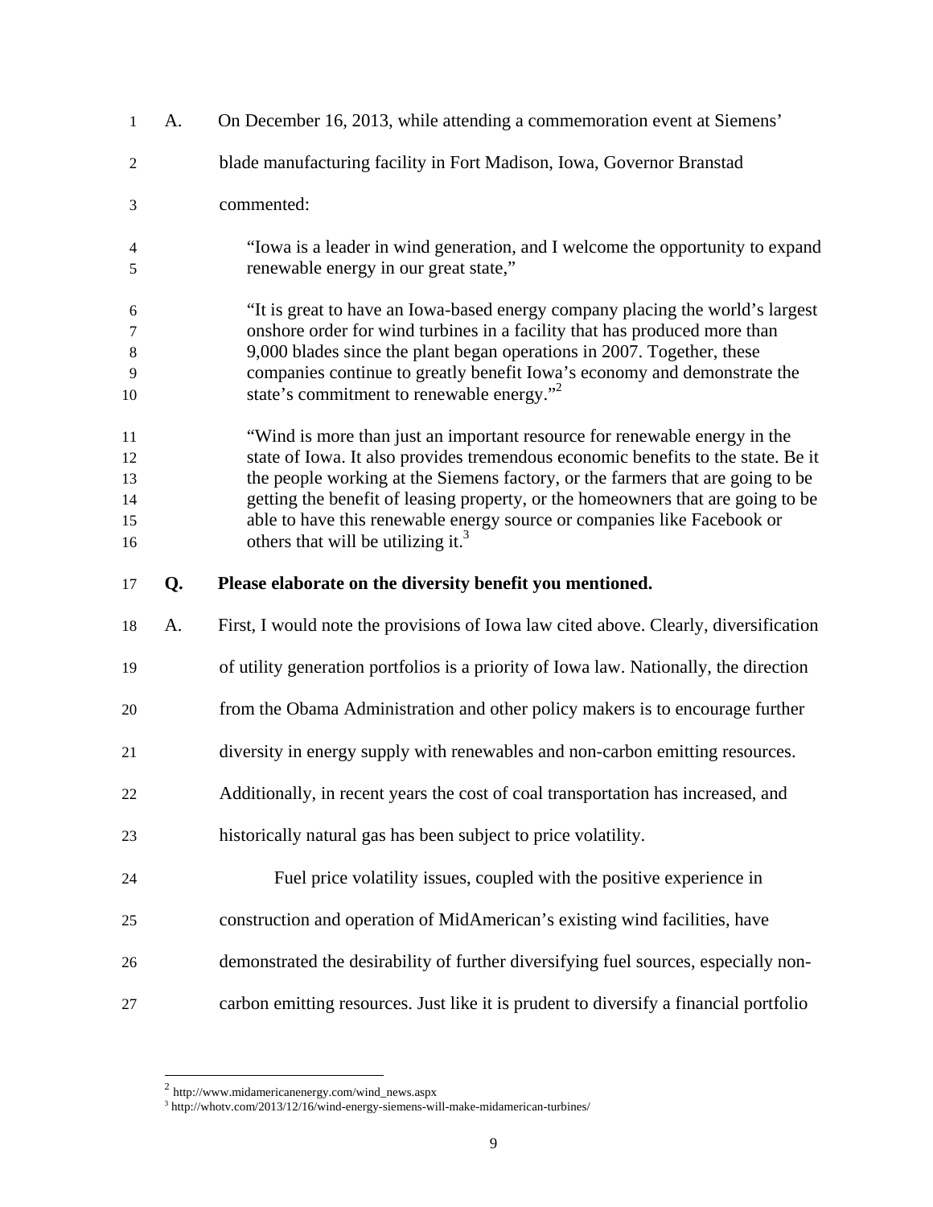A. On December 16, 2013, while attending a commemoration event at Siemens' blade manufacturing facility in Fort Madison, Iowa, Governor Branstad commented:

> "Iowa is a leader in wind generation, and I welcome the opportunity to expand renewable energy in our great state,"
>
> "It is great to have an Iowa-based energy company placing the world's largest onshore order for wind turbines in a facility that has produced more than 9,000 blades since the plant began operations in 2007. Together, these companies continue to greatly benefit Iowa's economy and demonstrate the state's commitment to renewable energy."[2]
>
> "Wind is more than just an important resource for renewable energy in the state of Iowa. It also provides tremendous economic benefits to the state. Be it the people working at the Siemens factory, or the farmers that are going to be getting the benefit of leasing property, or the homeowners that are going to be able to have this renewable energy source or companies like Facebook or others that will be utilizing it.[3]

**Q. Please elaborate on the diversity benefit you mentioned.**

A. First, I would note the provisions of Iowa law cited above. Clearly, diversification of utility generation portfolios is a priority of Iowa law. Nationally, the direction from the Obama Administration and other policy makers is to encourage further diversity in energy supply with renewables and non-carbon emitting resources. Additionally, in recent years the cost of coal transportation has increased, and historically natural gas has been subject to price volatility.

Fuel price volatility issues, coupled with the positive experience in construction and operation of MidAmerican's existing wind facilities, have demonstrated the desirability of further diversifying fuel sources, especially non-carbon emitting resources. Just like it is prudent to diversify a financial portfolio

---

[2] http://www.midamericanenergy.com/wind_news.aspx

[3] http://whotv.com/2013/12/16/wind-energy-siemens-will-make-midamerican-turbines/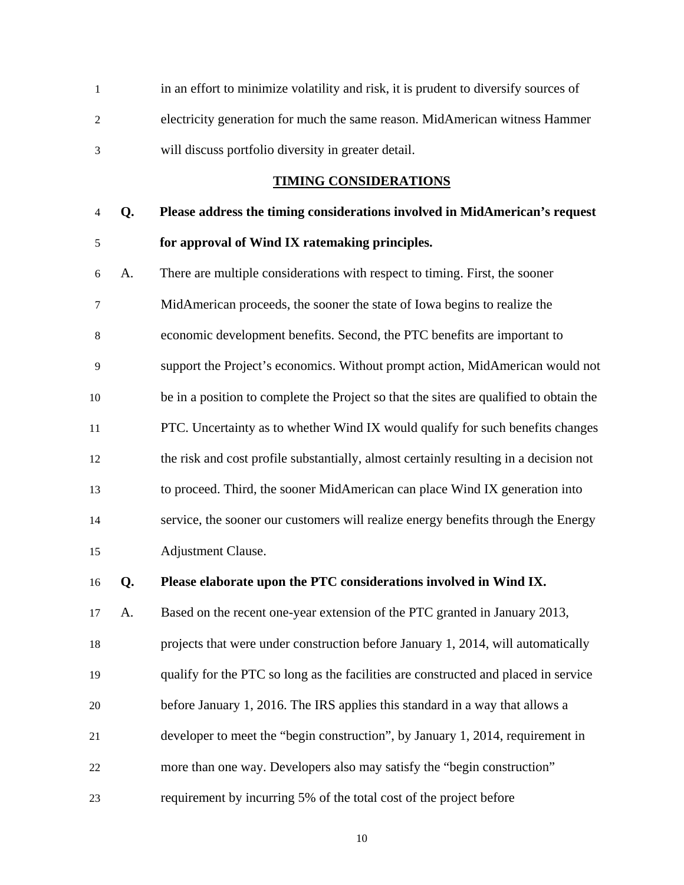in an effort to minimize volatility and risk, it is prudent to diversify sources of electricity generation for much the same reason. MidAmerican witness Hammer will discuss portfolio diversity in greater detail.

## TIMING CONSIDERATIONS

**Q. Please address the timing considerations involved in MidAmerican's request for approval of Wind IX ratemaking principles.**

A. There are multiple considerations with respect to timing. First, the sooner MidAmerican proceeds, the sooner the state of Iowa begins to realize the economic development benefits. Second, the PTC benefits are important to support the Project's economics. Without prompt action, MidAmerican would not be in a position to complete the Project so that the sites are qualified to obtain the PTC. Uncertainty as to whether Wind IX would qualify for such benefits changes the risk and cost profile substantially, almost certainly resulting in a decision not to proceed. Third, the sooner MidAmerican can place Wind IX generation into service, the sooner our customers will realize energy benefits through the Energy Adjustment Clause.

**Q. Please elaborate upon the PTC considerations involved in Wind IX.**

A. Based on the recent one-year extension of the PTC granted in January 2013, projects that were under construction before January 1, 2014, will automatically qualify for the PTC so long as the facilities are constructed and placed in service before January 1, 2016. The IRS applies this standard in a way that allows a developer to meet the "begin construction", by January 1, 2014, requirement in more than one way. Developers also may satisfy the "begin construction" requirement by incurring 5% of the total cost of the project before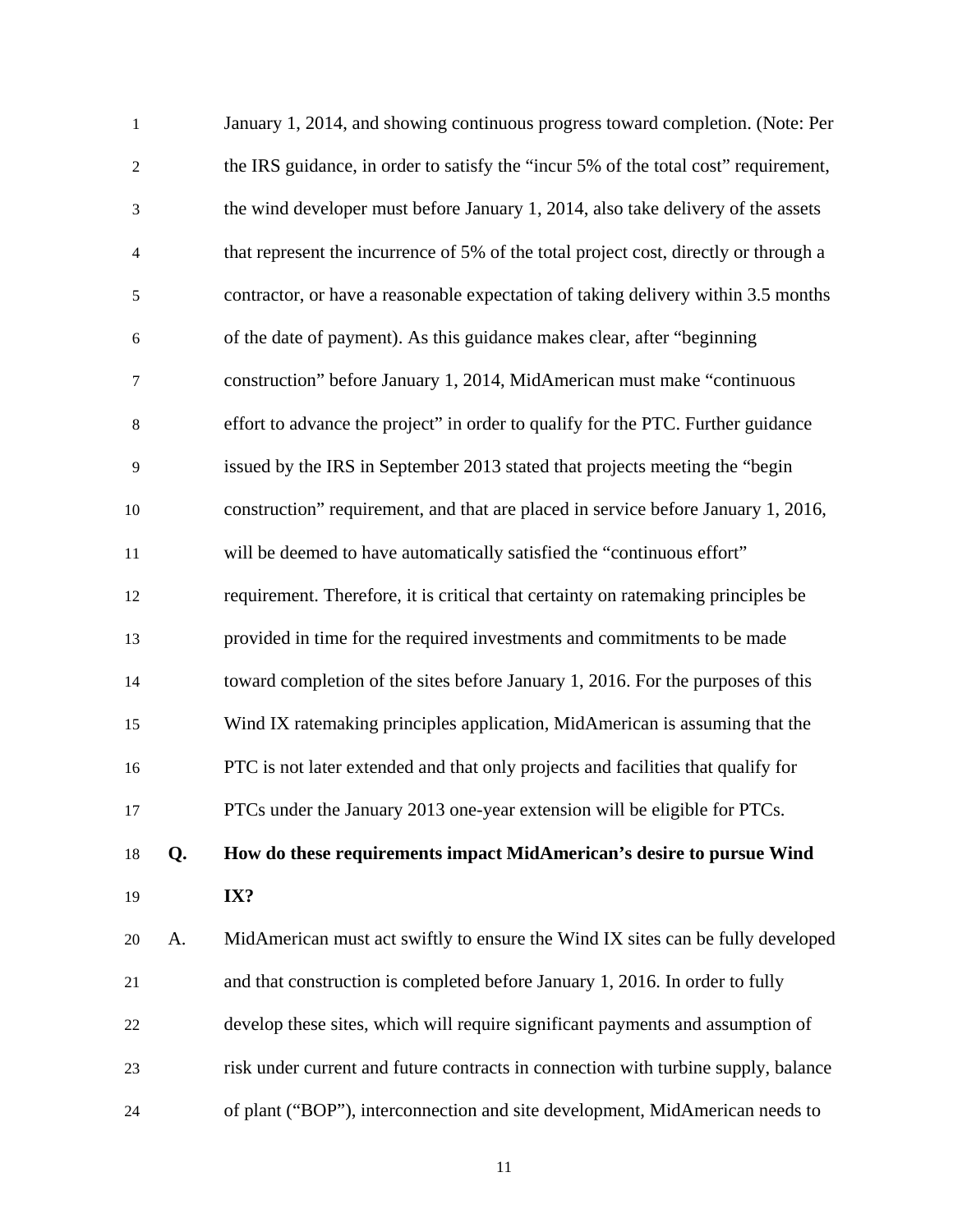January 1, 2014, and showing continuous progress toward completion. (Note: Per the IRS guidance, in order to satisfy the "incur 5% of the total cost" requirement, the wind developer must before January 1, 2014, also take delivery of the assets that represent the incurrence of 5% of the total project cost, directly or through a contractor, or have a reasonable expectation of taking delivery within 3.5 months of the date of payment). As this guidance makes clear, after "beginning construction" before January 1, 2014, MidAmerican must make "continuous effort to advance the project" in order to qualify for the PTC. Further guidance issued by the IRS in September 2013 stated that projects meeting the "begin construction" requirement, and that are placed in service before January 1, 2016, will be deemed to have automatically satisfied the "continuous effort" requirement. Therefore, it is critical that certainty on ratemaking principles be provided in time for the required investments and commitments to be made toward completion of the sites before January 1, 2016. For the purposes of this Wind IX ratemaking principles application, MidAmerican is assuming that the PTC is not later extended and that only projects and facilities that qualify for PTCs under the January 2013 one-year extension will be eligible for PTCs.

**Q. How do these requirements impact MidAmerican's desire to pursue Wind IX?**

A. MidAmerican must act swiftly to ensure the Wind IX sites can be fully developed and that construction is completed before January 1, 2016. In order to fully develop these sites, which will require significant payments and assumption of risk under current and future contracts in connection with turbine supply, balance of plant ("BOP"), interconnection and site development, MidAmerican needs to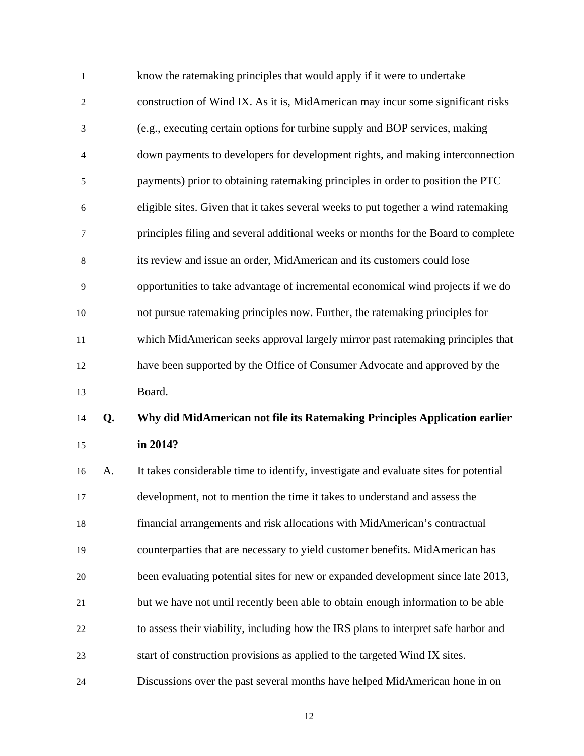know the ratemaking principles that would apply if it were to undertake construction of Wind IX. As it is, MidAmerican may incur some significant risks (e.g., executing certain options for turbine supply and BOP services, making down payments to developers for development rights, and making interconnection payments) prior to obtaining ratemaking principles in order to position the PTC eligible sites. Given that it takes several weeks to put together a wind ratemaking principles filing and several additional weeks or months for the Board to complete its review and issue an order, MidAmerican and its customers could lose opportunities to take advantage of incremental economical wind projects if we do not pursue ratemaking principles now. Further, the ratemaking principles for which MidAmerican seeks approval largely mirror past ratemaking principles that have been supported by the Office of Consumer Advocate and approved by the Board.

**Q. Why did MidAmerican not file its Ratemaking Principles Application earlier in 2014?**

A. It takes considerable time to identify, investigate and evaluate sites for potential development, not to mention the time it takes to understand and assess the financial arrangements and risk allocations with MidAmerican's contractual counterparties that are necessary to yield customer benefits. MidAmerican has been evaluating potential sites for new or expanded development since late 2013, but we have not until recently been able to obtain enough information to be able to assess their viability, including how the IRS plans to interpret safe harbor and start of construction provisions as applied to the targeted Wind IX sites. Discussions over the past several months have helped MidAmerican hone in on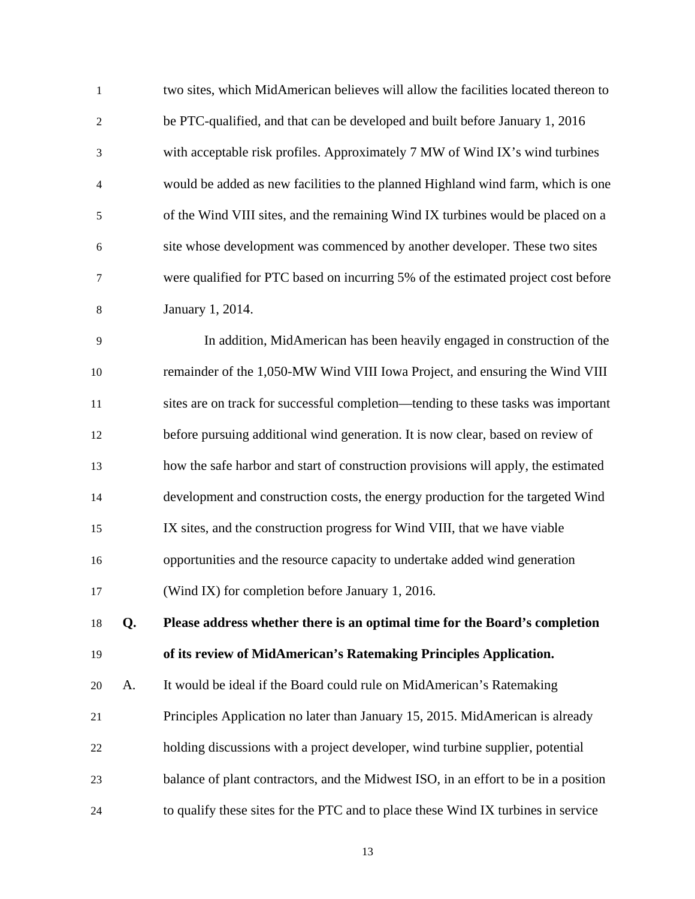two sites, which MidAmerican believes will allow the facilities located thereon to be PTC-qualified, and that can be developed and built before January 1, 2016 with acceptable risk profiles. Approximately 7 MW of Wind IX's wind turbines would be added as new facilities to the planned Highland wind farm, which is one of the Wind VIII sites, and the remaining Wind IX turbines would be placed on a site whose development was commenced by another developer. These two sites were qualified for PTC based on incurring 5% of the estimated project cost before January 1, 2014.

In addition, MidAmerican has been heavily engaged in construction of the remainder of the 1,050-MW Wind VIII Iowa Project, and ensuring the Wind VIII sites are on track for successful completion—tending to these tasks was important before pursuing additional wind generation. It is now clear, based on review of how the safe harbor and start of construction provisions will apply, the estimated development and construction costs, the energy production for the targeted Wind IX sites, and the construction progress for Wind VIII, that we have viable opportunities and the resource capacity to undertake added wind generation (Wind IX) for completion before January 1, 2016.

**Q. Please address whether there is an optimal time for the Board's completion of its review of MidAmerican's Ratemaking Principles Application.**

A. It would be ideal if the Board could rule on MidAmerican's Ratemaking Principles Application no later than January 15, 2015. MidAmerican is already holding discussions with a project developer, wind turbine supplier, potential balance of plant contractors, and the Midwest ISO, in an effort to be in a position to qualify these sites for the PTC and to place these Wind IX turbines in service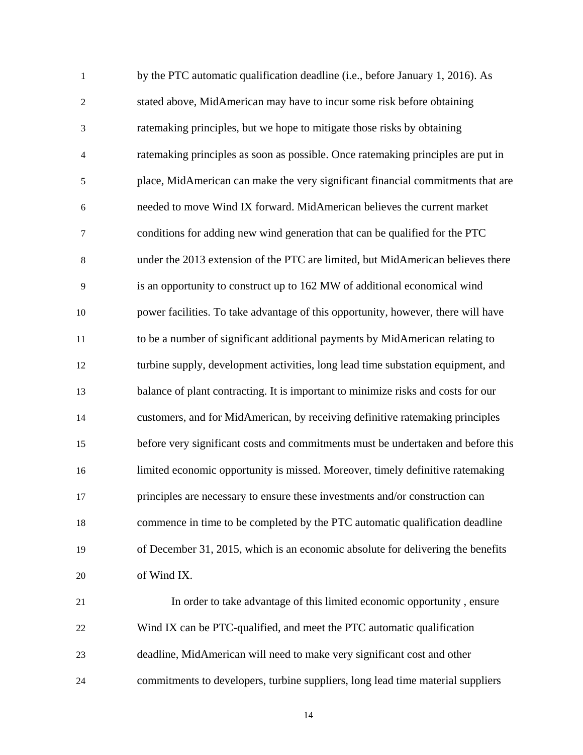by the PTC automatic qualification deadline (i.e., before January 1, 2016). As stated above, MidAmerican may have to incur some risk before obtaining ratemaking principles, but we hope to mitigate those risks by obtaining ratemaking principles as soon as possible. Once ratemaking principles are put in place, MidAmerican can make the very significant financial commitments that are needed to move Wind IX forward. MidAmerican believes the current market conditions for adding new wind generation that can be qualified for the PTC under the 2013 extension of the PTC are limited, but MidAmerican believes there is an opportunity to construct up to 162 MW of additional economical wind power facilities. To take advantage of this opportunity, however, there will have to be a number of significant additional payments by MidAmerican relating to turbine supply, development activities, long lead time substation equipment, and balance of plant contracting. It is important to minimize risks and costs for our customers, and for MidAmerican, by receiving definitive ratemaking principles before very significant costs and commitments must be undertaken and before this limited economic opportunity is missed. Moreover, timely definitive ratemaking principles are necessary to ensure these investments and/or construction can commence in time to be completed by the PTC automatic qualification deadline of December 31, 2015, which is an economic absolute for delivering the benefits of Wind IX.

In order to take advantage of this limited economic opportunity , ensure Wind IX can be PTC-qualified, and meet the PTC automatic qualification deadline, MidAmerican will need to make very significant cost and other commitments to developers, turbine suppliers, long lead time material suppliers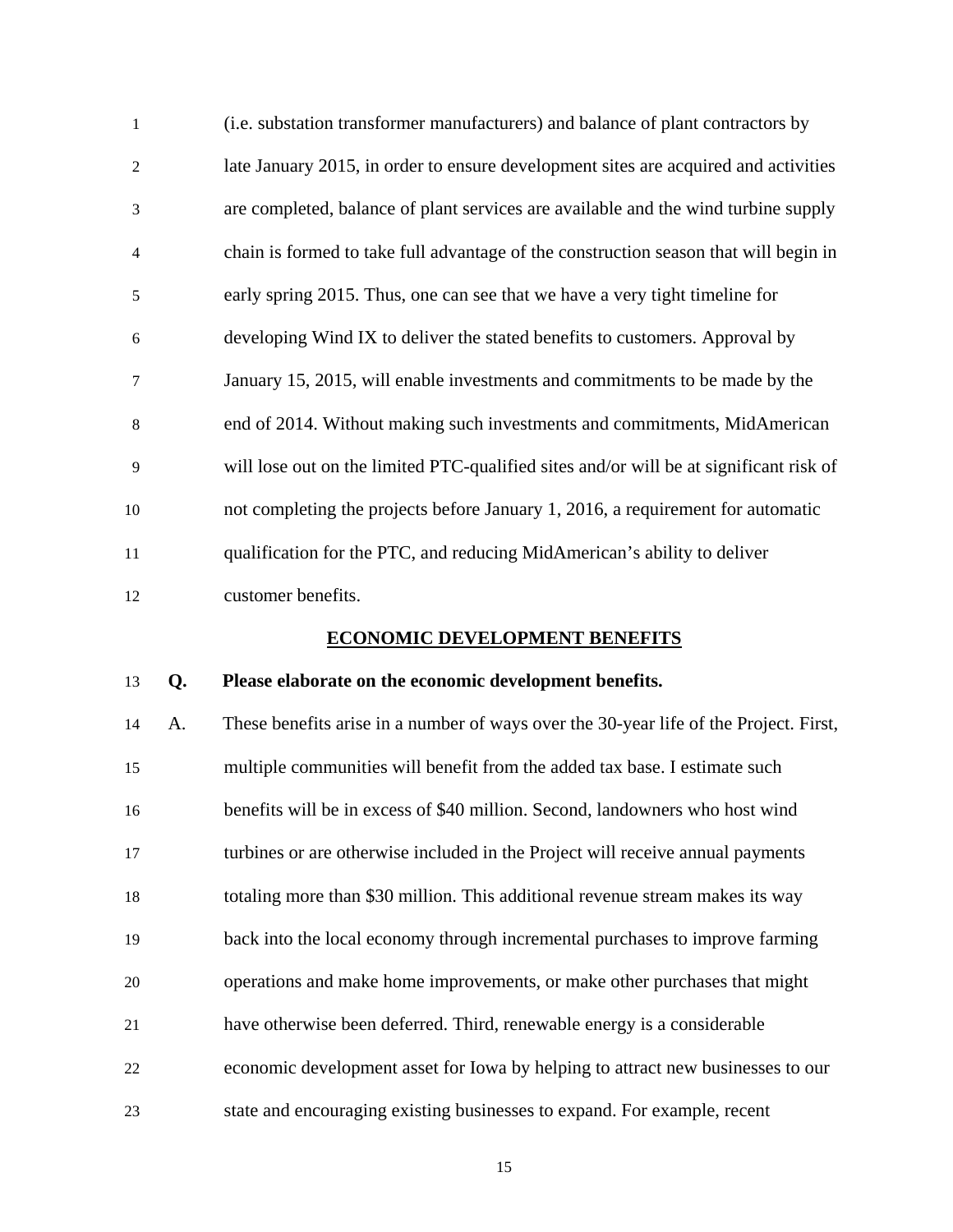(i.e. substation transformer manufacturers) and balance of plant contractors by late January 2015, in order to ensure development sites are acquired and activities are completed, balance of plant services are available and the wind turbine supply chain is formed to take full advantage of the construction season that will begin in early spring 2015. Thus, one can see that we have a very tight timeline for developing Wind IX to deliver the stated benefits to customers. Approval by January 15, 2015, will enable investments and commitments to be made by the end of 2014. Without making such investments and commitments, MidAmerican will lose out on the limited PTC-qualified sites and/or will be at significant risk of not completing the projects before January 1, 2016, a requirement for automatic qualification for the PTC, and reducing MidAmerican's ability to deliver customer benefits.

## ECONOMIC DEVELOPMENT BENEFITS

**Q. Please elaborate on the economic development benefits.**

A. These benefits arise in a number of ways over the 30-year life of the Project. First, multiple communities will benefit from the added tax base. I estimate such benefits will be in excess of $40 million. Second, landowners who host wind turbines or are otherwise included in the Project will receive annual payments totaling more than $30 million. This additional revenue stream makes its way back into the local economy through incremental purchases to improve farming operations and make home improvements, or make other purchases that might have otherwise been deferred. Third, renewable energy is a considerable economic development asset for Iowa by helping to attract new businesses to our state and encouraging existing businesses to expand. For example, recent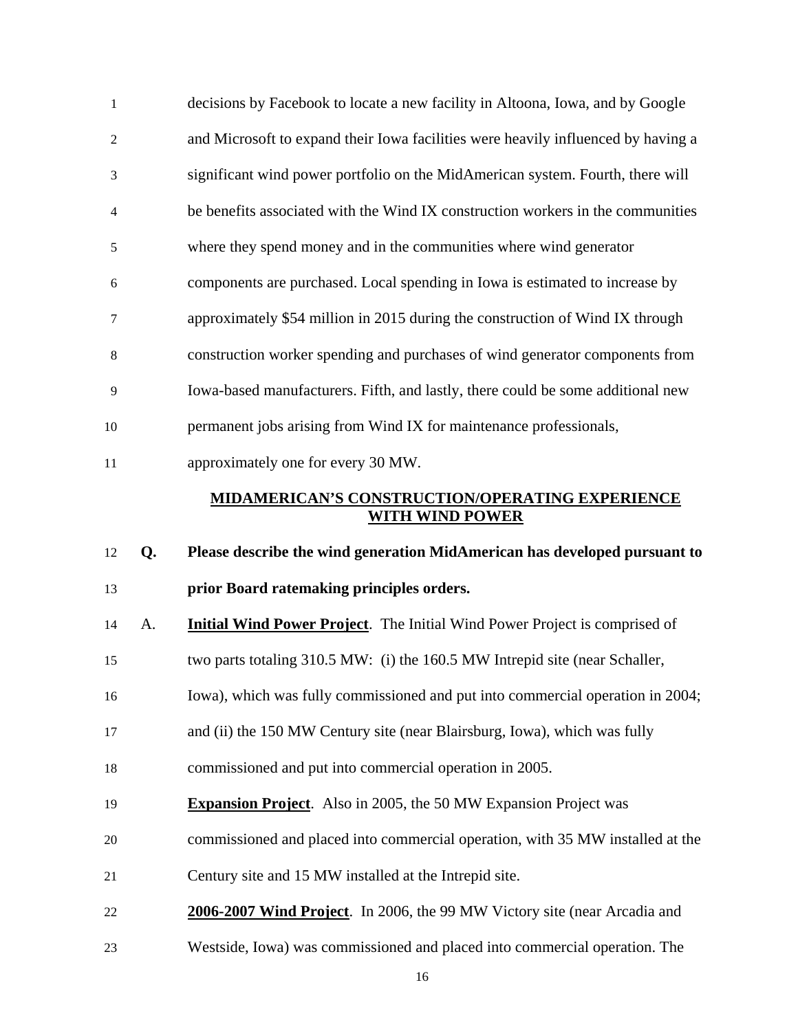decisions by Facebook to locate a new facility in Altoona, Iowa, and by Google and Microsoft to expand their Iowa facilities were heavily influenced by having a significant wind power portfolio on the MidAmerican system. Fourth, there will be benefits associated with the Wind IX construction workers in the communities where they spend money and in the communities where wind generator components are purchased. Local spending in Iowa is estimated to increase by approximately $54 million in 2015 during the construction of Wind IX through construction worker spending and purchases of wind generator components from Iowa-based manufacturers. Fifth, and lastly, there could be some additional new permanent jobs arising from Wind IX for maintenance professionals, approximately one for every 30 MW.

## MIDAMERICAN'S CONSTRUCTION/OPERATING EXPERIENCE WITH WIND POWER

**Q. Please describe the wind generation MidAmerican has developed pursuant to prior Board ratemaking principles orders.**

A. **Initial Wind Power Project**. The Initial Wind Power Project is comprised of two parts totaling 310.5 MW: (i) the 160.5 MW Intrepid site (near Schaller, Iowa), which was fully commissioned and put into commercial operation in 2004; and (ii) the 150 MW Century site (near Blairsburg, Iowa), which was fully commissioned and put into commercial operation in 2005.

**Expansion Project**. Also in 2005, the 50 MW Expansion Project was commissioned and placed into commercial operation, with 35 MW installed at the Century site and 15 MW installed at the Intrepid site.

**2006-2007 Wind Project**. In 2006, the 99 MW Victory site (near Arcadia and Westside, Iowa) was commissioned and placed into commercial operation. The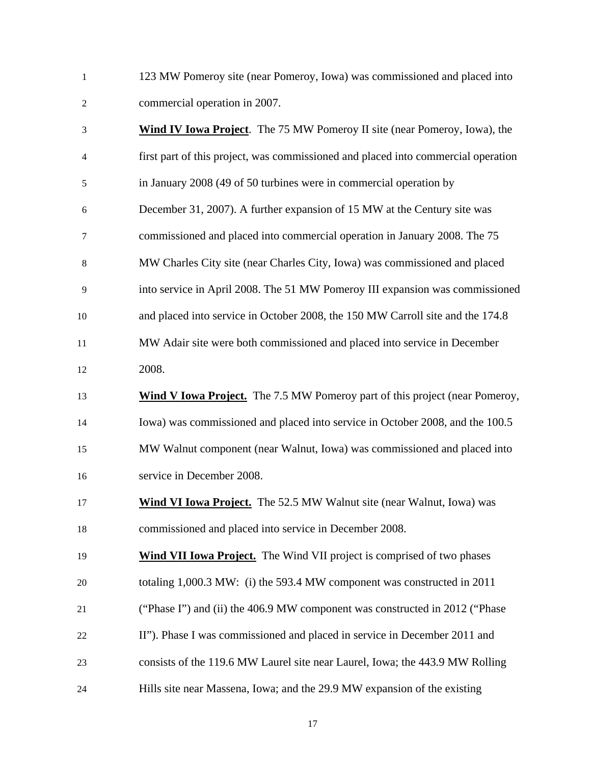123 MW Pomeroy site (near Pomeroy, Iowa) was commissioned and placed into commercial operation in 2007.

**Wind IV Iowa Project**. The 75 MW Pomeroy II site (near Pomeroy, Iowa), the first part of this project, was commissioned and placed into commercial operation in January 2008 (49 of 50 turbines were in commercial operation by December 31, 2007). A further expansion of 15 MW at the Century site was commissioned and placed into commercial operation in January 2008. The 75 MW Charles City site (near Charles City, Iowa) was commissioned and placed into service in April 2008. The 51 MW Pomeroy III expansion was commissioned and placed into service in October 2008, the 150 MW Carroll site and the 174.8 MW Adair site were both commissioned and placed into service in December 2008.

**Wind V Iowa Project.** The 7.5 MW Pomeroy part of this project (near Pomeroy, Iowa) was commissioned and placed into service in October 2008, and the 100.5 MW Walnut component (near Walnut, Iowa) was commissioned and placed into service in December 2008.

**Wind VI Iowa Project.** The 52.5 MW Walnut site (near Walnut, Iowa) was commissioned and placed into service in December 2008.

**Wind VII Iowa Project.** The Wind VII project is comprised of two phases totaling 1,000.3 MW: (i) the 593.4 MW component was constructed in 2011 ("Phase I") and (ii) the 406.9 MW component was constructed in 2012 ("Phase II"). Phase I was commissioned and placed in service in December 2011 and consists of the 119.6 MW Laurel site near Laurel, Iowa; the 443.9 MW Rolling Hills site near Massena, Iowa; and the 29.9 MW expansion of the existing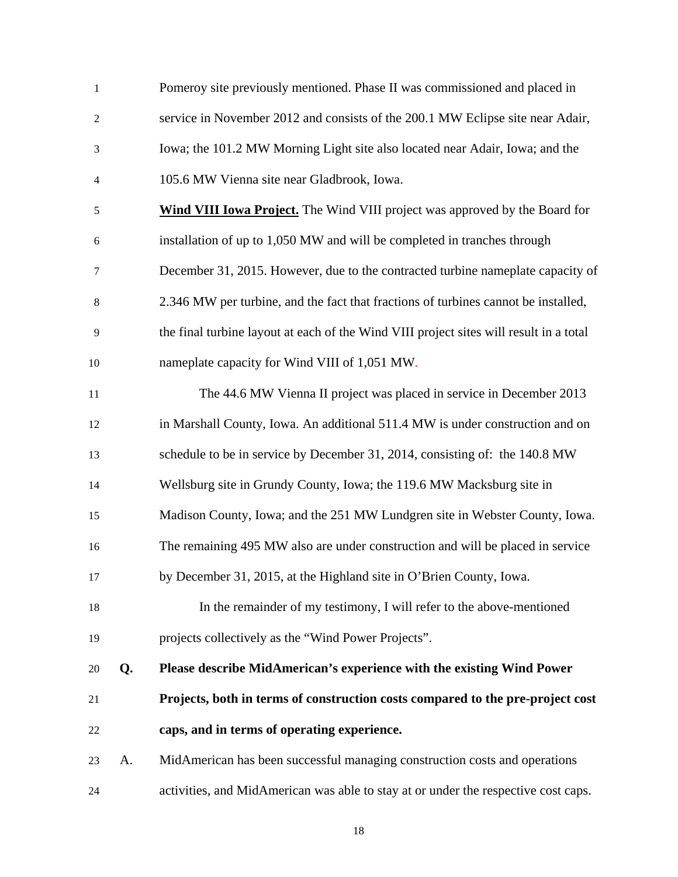Pomeroy site previously mentioned. Phase II was commissioned and placed in service in November 2012 and consists of the 200.1 MW Eclipse site near Adair, Iowa; the 101.2 MW Morning Light site also located near Adair, Iowa; and the 105.6 MW Vienna site near Gladbrook, Iowa.

**Wind VIII Iowa Project.** The Wind VIII project was approved by the Board for installation of up to 1,050 MW and will be completed in tranches through December 31, 2015. However, due to the contracted turbine nameplate capacity of 2.346 MW per turbine, and the fact that fractions of turbines cannot be installed, the final turbine layout at each of the Wind VIII project sites will result in a total nameplate capacity for Wind VIII of 1,051 MW.

The 44.6 MW Vienna II project was placed in service in December 2013 in Marshall County, Iowa. An additional 511.4 MW is under construction and on schedule to be in service by December 31, 2014, consisting of: the 140.8 MW Wellsburg site in Grundy County, Iowa; the 119.6 MW Macksburg site in Madison County, Iowa; and the 251 MW Lundgren site in Webster County, Iowa. The remaining 495 MW also are under construction and will be placed in service by December 31, 2015, at the Highland site in O'Brien County, Iowa.

In the remainder of my testimony, I will refer to the above-mentioned projects collectively as the "Wind Power Projects".

**Q. Please describe MidAmerican's experience with the existing Wind Power Projects, both in terms of construction costs compared to the pre-project cost caps, and in terms of operating experience.**

A. MidAmerican has been successful managing construction costs and operations activities, and MidAmerican was able to stay at or under the respective cost caps.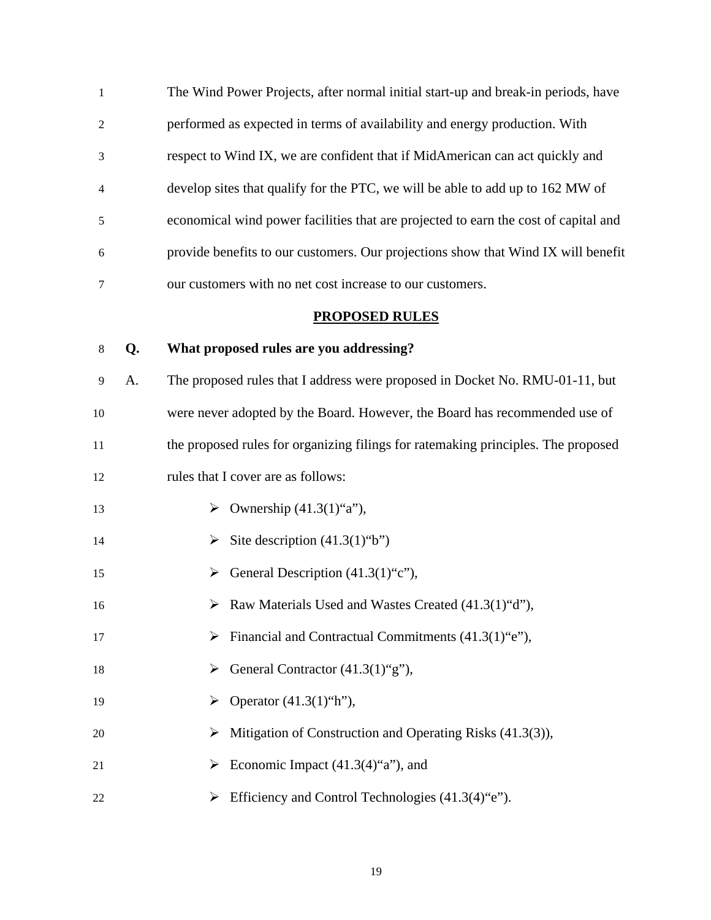The Wind Power Projects, after normal initial start-up and break-in periods, have performed as expected in terms of availability and energy production. With respect to Wind IX, we are confident that if MidAmerican can act quickly and develop sites that qualify for the PTC, we will be able to add up to 162 MW of economical wind power facilities that are projected to earn the cost of capital and provide benefits to our customers. Our projections show that Wind IX will benefit our customers with no net cost increase to our customers.

## PROPOSED RULES

**Q. What proposed rules are you addressing?**

A. The proposed rules that I address were proposed in Docket No. RMU-01-11, but were never adopted by the Board. However, the Board has recommended use of the proposed rules for organizing filings for ratemaking principles. The proposed rules that I cover are as follows:

- Ownership (41.3(1)“a”),
- Site description (41.3(1)“b”)
- General Description (41.3(1)“c”),
- Raw Materials Used and Wastes Created (41.3(1)“d”),
- Financial and Contractual Commitments (41.3(1)“e”),
- General Contractor (41.3(1)“g”),
- Operator (41.3(1)“h”),
- Mitigation of Construction and Operating Risks (41.3(3)),
- Economic Impact (41.3(4)“a”), and
- Efficiency and Control Technologies (41.3(4)“e”).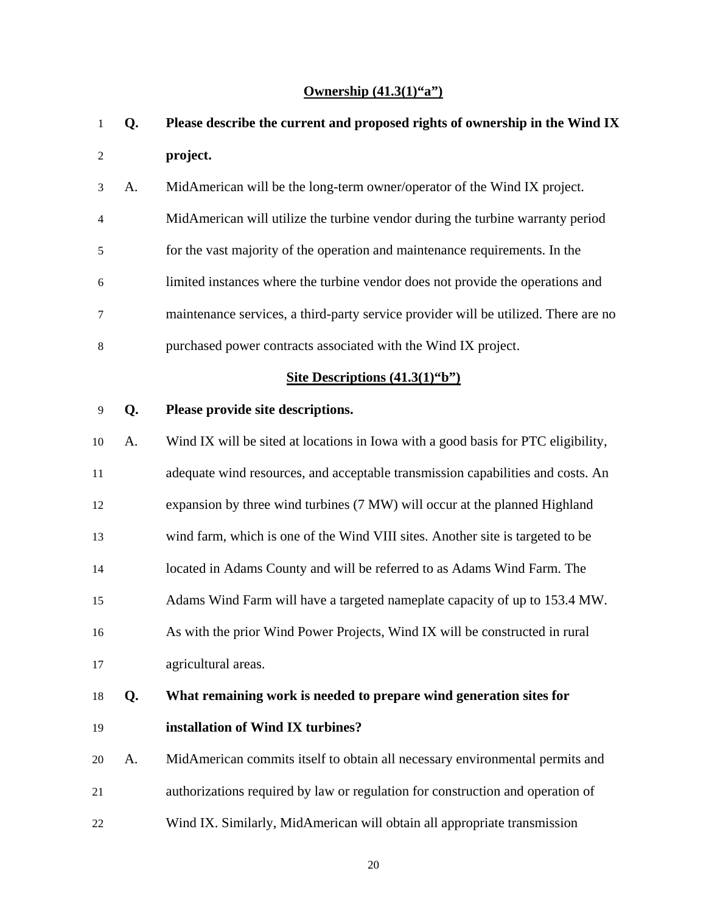**Ownership (41.3(1)"a")**

**Q. Please describe the current and proposed rights of ownership in the Wind IX project.**

A. MidAmerican will be the long-term owner/operator of the Wind IX project. MidAmerican will utilize the turbine vendor during the turbine warranty period for the vast majority of the operation and maintenance requirements. In the limited instances where the turbine vendor does not provide the operations and maintenance services, a third-party service provider will be utilized. There are no purchased power contracts associated with the Wind IX project.

**Site Descriptions (41.3(1)"b")**

**Q. Please provide site descriptions.**

A. Wind IX will be sited at locations in Iowa with a good basis for PTC eligibility, adequate wind resources, and acceptable transmission capabilities and costs. An expansion by three wind turbines (7 MW) will occur at the planned Highland wind farm, which is one of the Wind VIII sites. Another site is targeted to be located in Adams County and will be referred to as Adams Wind Farm. The Adams Wind Farm will have a targeted nameplate capacity of up to 153.4 MW. As with the prior Wind Power Projects, Wind IX will be constructed in rural agricultural areas.

**Q. What remaining work is needed to prepare wind generation sites for installation of Wind IX turbines?**

A. MidAmerican commits itself to obtain all necessary environmental permits and authorizations required by law or regulation for construction and operation of Wind IX. Similarly, MidAmerican will obtain all appropriate transmission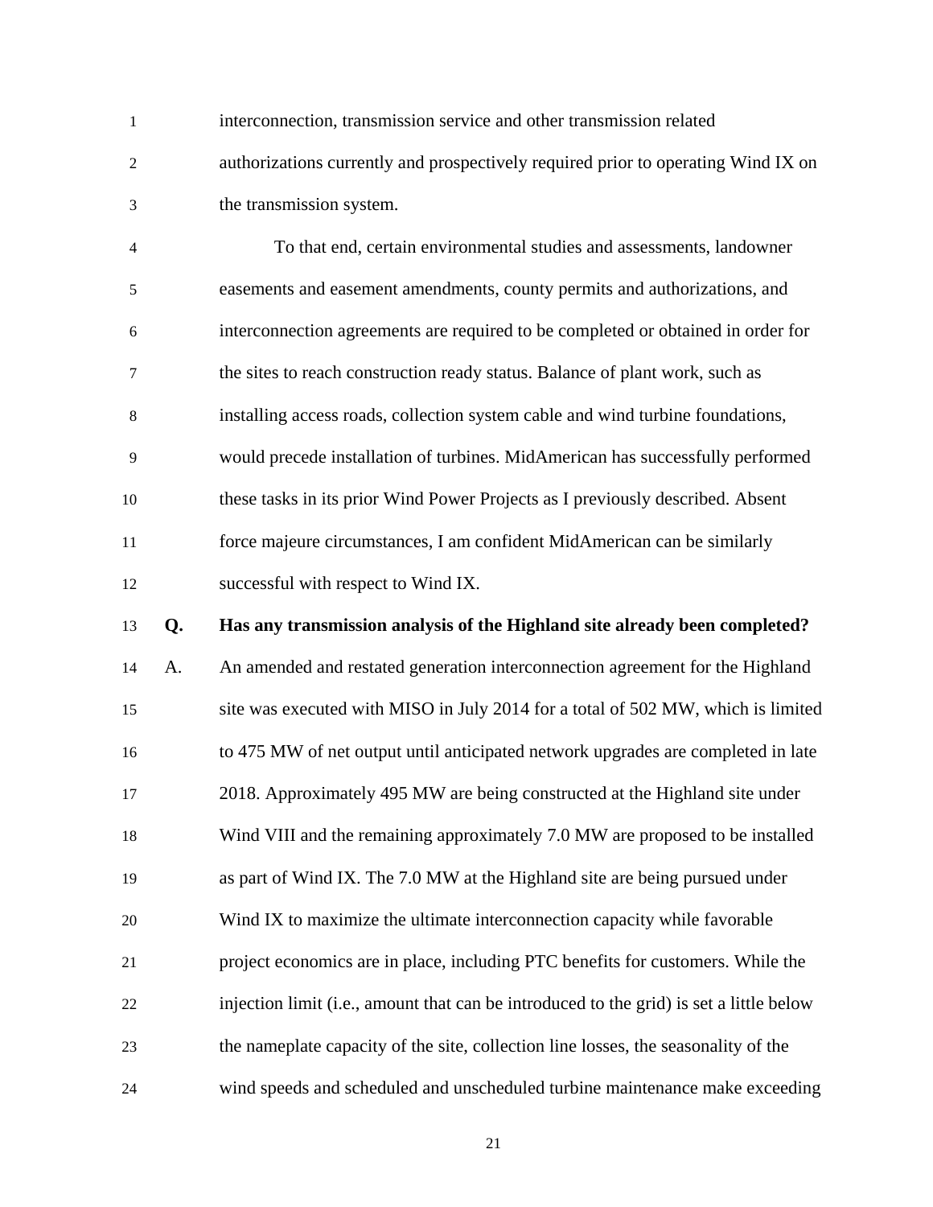interconnection, transmission service and other transmission related authorizations currently and prospectively required prior to operating Wind IX on the transmission system.

To that end, certain environmental studies and assessments, landowner easements and easement amendments, county permits and authorizations, and interconnection agreements are required to be completed or obtained in order for the sites to reach construction ready status. Balance of plant work, such as installing access roads, collection system cable and wind turbine foundations, would precede installation of turbines. MidAmerican has successfully performed these tasks in its prior Wind Power Projects as I previously described. Absent force majeure circumstances, I am confident MidAmerican can be similarly successful with respect to Wind IX.

**Q. Has any transmission analysis of the Highland site already been completed?**

A. An amended and restated generation interconnection agreement for the Highland site was executed with MISO in July 2014 for a total of 502 MW, which is limited to 475 MW of net output until anticipated network upgrades are completed in late 2018. Approximately 495 MW are being constructed at the Highland site under Wind VIII and the remaining approximately 7.0 MW are proposed to be installed as part of Wind IX. The 7.0 MW at the Highland site are being pursued under Wind IX to maximize the ultimate interconnection capacity while favorable project economics are in place, including PTC benefits for customers. While the injection limit (i.e., amount that can be introduced to the grid) is set a little below the nameplate capacity of the site, collection line losses, the seasonality of the wind speeds and scheduled and unscheduled turbine maintenance make exceeding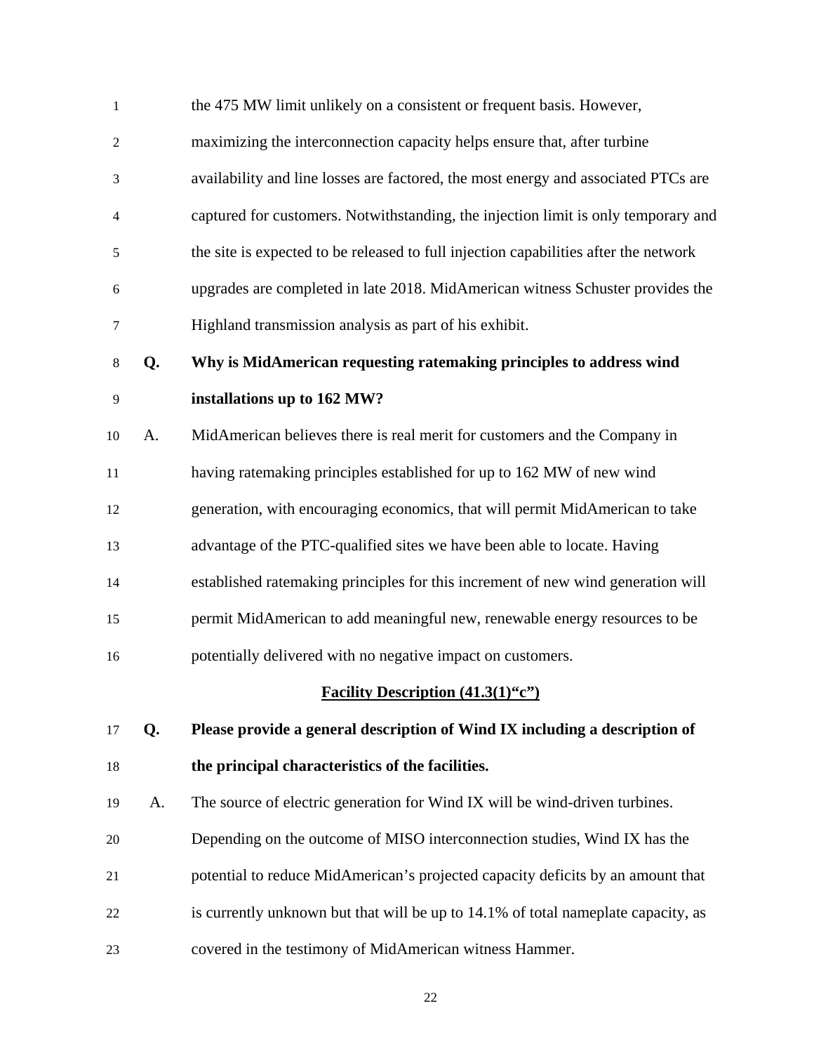the 475 MW limit unlikely on a consistent or frequent basis. However, maximizing the interconnection capacity helps ensure that, after turbine availability and line losses are factored, the most energy and associated PTCs are captured for customers. Notwithstanding, the injection limit is only temporary and the site is expected to be released to full injection capabilities after the network upgrades are completed in late 2018. MidAmerican witness Schuster provides the Highland transmission analysis as part of his exhibit.

**Q. Why is MidAmerican requesting ratemaking principles to address wind installations up to 162 MW?**

A. MidAmerican believes there is real merit for customers and the Company in having ratemaking principles established for up to 162 MW of new wind generation, with encouraging economics, that will permit MidAmerican to take advantage of the PTC-qualified sites we have been able to locate. Having established ratemaking principles for this increment of new wind generation will permit MidAmerican to add meaningful new, renewable energy resources to be potentially delivered with no negative impact on customers.

## Facility Description (41.3(1)"c")

**Q. Please provide a general description of Wind IX including a description of the principal characteristics of the facilities.**

A. The source of electric generation for Wind IX will be wind-driven turbines. Depending on the outcome of MISO interconnection studies, Wind IX has the potential to reduce MidAmerican's projected capacity deficits by an amount that is currently unknown but that will be up to 14.1% of total nameplate capacity, as covered in the testimony of MidAmerican witness Hammer.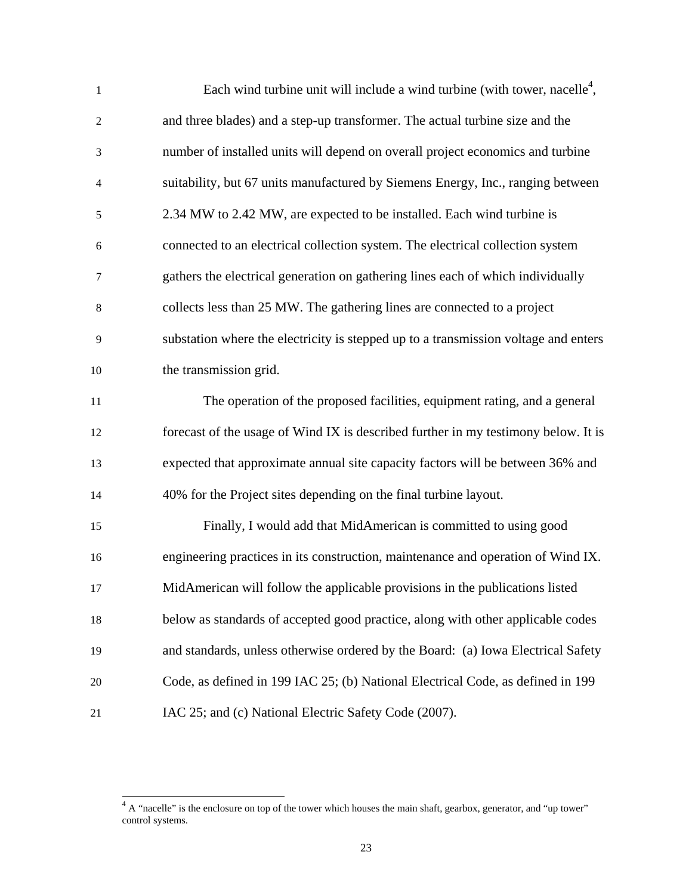Each wind turbine unit will include a wind turbine (with tower, nacelle[4], and three blades) and a step-up transformer. The actual turbine size and the number of installed units will depend on overall project economics and turbine suitability, but 67 units manufactured by Siemens Energy, Inc., ranging between 2.34 MW to 2.42 MW, are expected to be installed. Each wind turbine is connected to an electrical collection system. The electrical collection system gathers the electrical generation on gathering lines each of which individually collects less than 25 MW. The gathering lines are connected to a project substation where the electricity is stepped up to a transmission voltage and enters the transmission grid.

The operation of the proposed facilities, equipment rating, and a general forecast of the usage of Wind IX is described further in my testimony below. It is expected that approximate annual site capacity factors will be between 36% and 40% for the Project sites depending on the final turbine layout.

Finally, I would add that MidAmerican is committed to using good engineering practices in its construction, maintenance and operation of Wind IX. MidAmerican will follow the applicable provisions in the publications listed below as standards of accepted good practice, along with other applicable codes and standards, unless otherwise ordered by the Board: (a) Iowa Electrical Safety Code, as defined in 199 IAC 25; (b) National Electrical Code, as defined in 199 IAC 25; and (c) National Electric Safety Code (2007).

---

[4] A "nacelle" is the enclosure on top of the tower which houses the main shaft, gearbox, generator, and "up tower" control systems.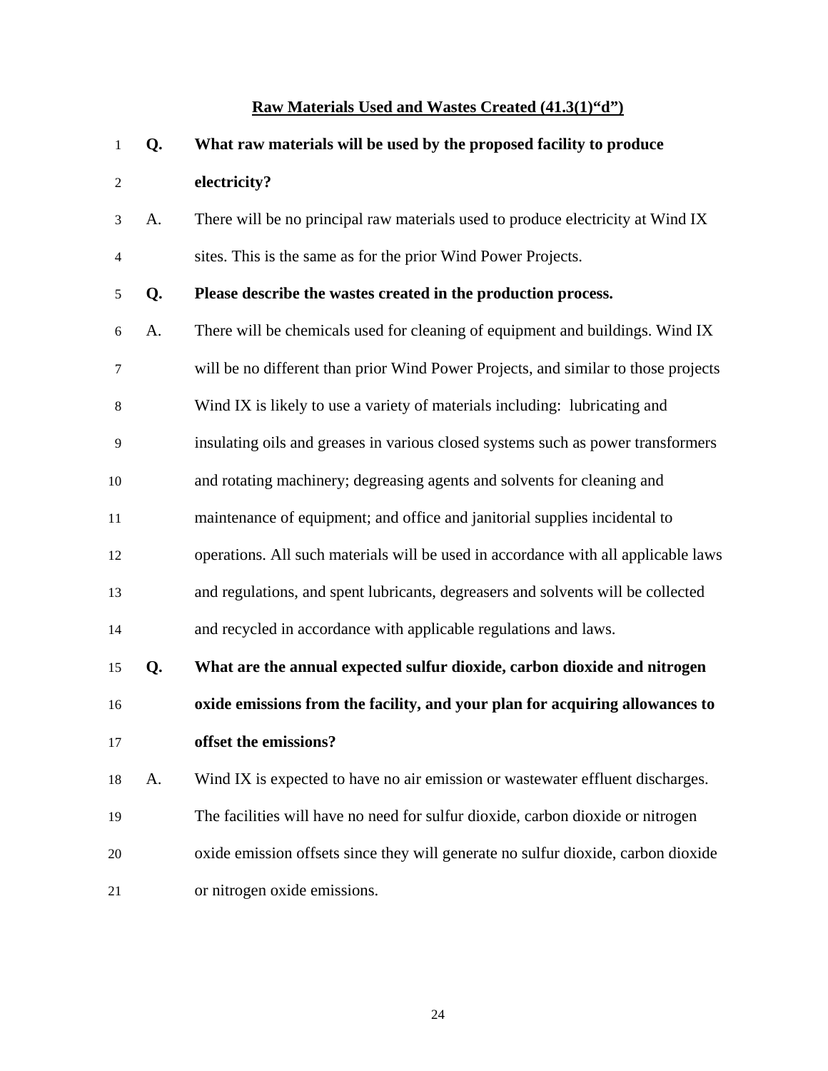## Raw Materials Used and Wastes Created (41.3(1)"d")

**Q. What raw materials will be used by the proposed facility to produce electricity?**

A. There will be no principal raw materials used to produce electricity at Wind IX sites. This is the same as for the prior Wind Power Projects.

**Q. Please describe the wastes created in the production process.**

A. There will be chemicals used for cleaning of equipment and buildings. Wind IX will be no different than prior Wind Power Projects, and similar to those projects Wind IX is likely to use a variety of materials including: lubricating and insulating oils and greases in various closed systems such as power transformers and rotating machinery; degreasing agents and solvents for cleaning and maintenance of equipment; and office and janitorial supplies incidental to operations. All such materials will be used in accordance with all applicable laws and regulations, and spent lubricants, degreasers and solvents will be collected and recycled in accordance with applicable regulations and laws.

**Q. What are the annual expected sulfur dioxide, carbon dioxide and nitrogen oxide emissions from the facility, and your plan for acquiring allowances to offset the emissions?**

A. Wind IX is expected to have no air emission or wastewater effluent discharges. The facilities will have no need for sulfur dioxide, carbon dioxide or nitrogen oxide emission offsets since they will generate no sulfur dioxide, carbon dioxide or nitrogen oxide emissions.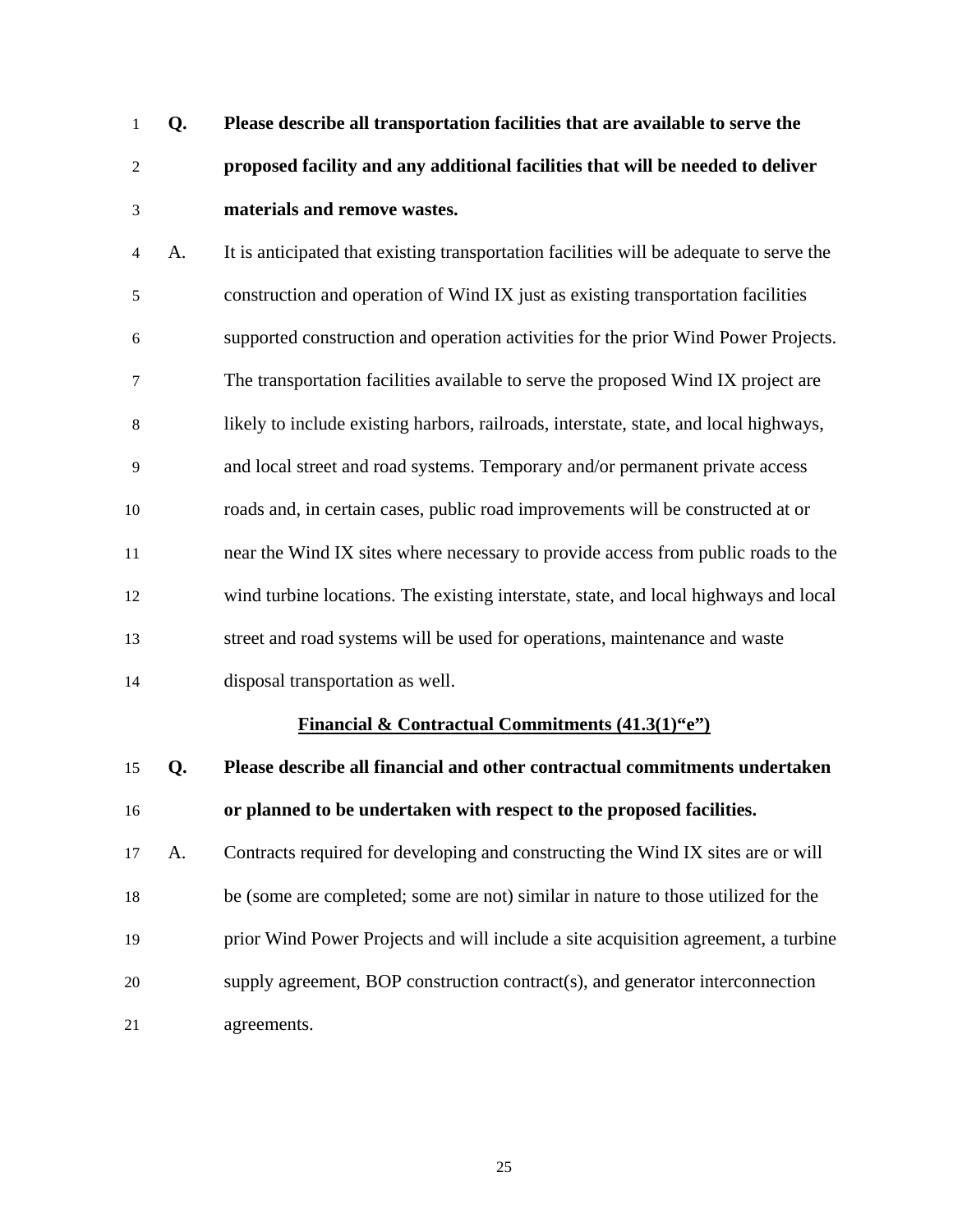**Q. Please describe all transportation facilities that are available to serve the proposed facility and any additional facilities that will be needed to deliver materials and remove wastes.**

A. It is anticipated that existing transportation facilities will be adequate to serve the construction and operation of Wind IX just as existing transportation facilities supported construction and operation activities for the prior Wind Power Projects. The transportation facilities available to serve the proposed Wind IX project are likely to include existing harbors, railroads, interstate, state, and local highways, and local street and road systems. Temporary and/or permanent private access roads and, in certain cases, public road improvements will be constructed at or near the Wind IX sites where necessary to provide access from public roads to the wind turbine locations. The existing interstate, state, and local highways and local street and road systems will be used for operations, maintenance and waste disposal transportation as well.

**Financial & Contractual Commitments (41.3(1)"e")**

**Q. Please describe all financial and other contractual commitments undertaken or planned to be undertaken with respect to the proposed facilities.**

A. Contracts required for developing and constructing the Wind IX sites are or will be (some are completed; some are not) similar in nature to those utilized for the prior Wind Power Projects and will include a site acquisition agreement, a turbine supply agreement, BOP construction contract(s), and generator interconnection agreements.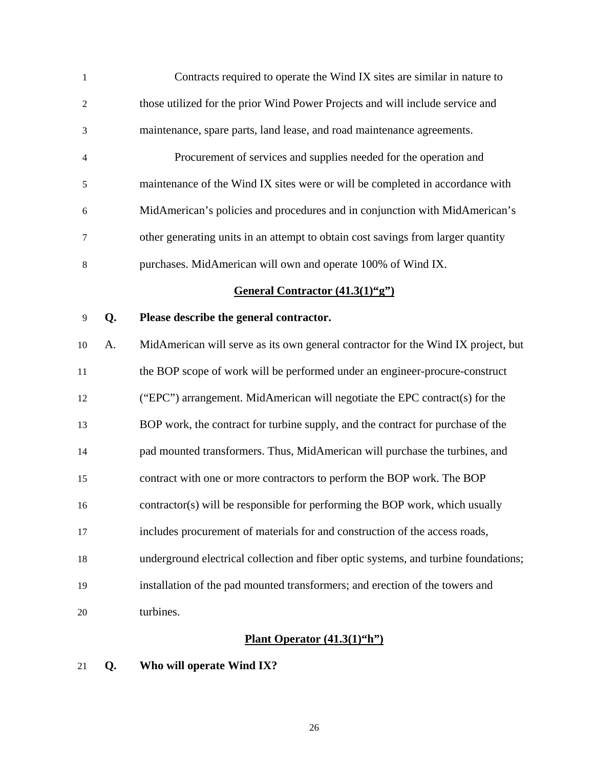Contracts required to operate the Wind IX sites are similar in nature to those utilized for the prior Wind Power Projects and will include service and maintenance, spare parts, land lease, and road maintenance agreements.

Procurement of services and supplies needed for the operation and maintenance of the Wind IX sites were or will be completed in accordance with MidAmerican's policies and procedures and in conjunction with MidAmerican's other generating units in an attempt to obtain cost savings from larger quantity purchases. MidAmerican will own and operate 100% of Wind IX.

**General Contractor (41.3(1)"g")**

**Q. Please describe the general contractor.**

A. MidAmerican will serve as its own general contractor for the Wind IX project, but the BOP scope of work will be performed under an engineer-procure-construct ("EPC") arrangement. MidAmerican will negotiate the EPC contract(s) for the BOP work, the contract for turbine supply, and the contract for purchase of the pad mounted transformers. Thus, MidAmerican will purchase the turbines, and contract with one or more contractors to perform the BOP work. The BOP contractor(s) will be responsible for performing the BOP work, which usually includes procurement of materials for and construction of the access roads, underground electrical collection and fiber optic systems, and turbine foundations; installation of the pad mounted transformers; and erection of the towers and turbines.

**Plant Operator (41.3(1)"h")**

**Q. Who will operate Wind IX?**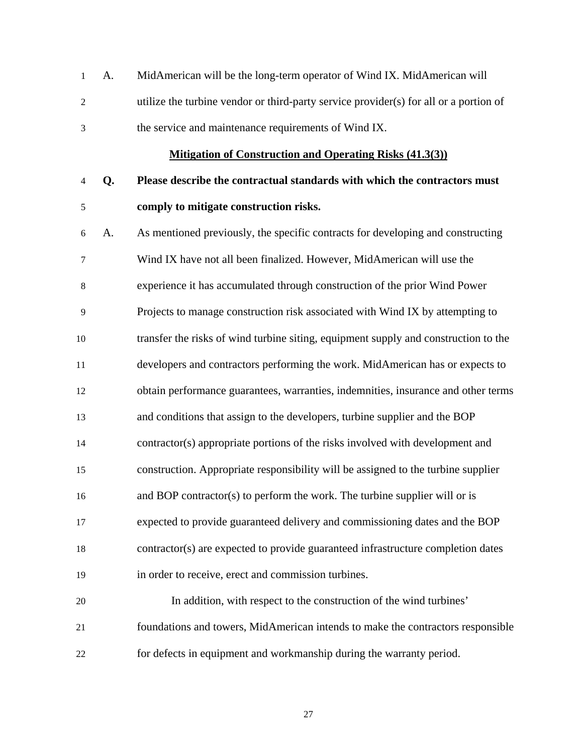A. MidAmerican will be the long-term operator of Wind IX. MidAmerican will utilize the turbine vendor or third-party service provider(s) for all or a portion of the service and maintenance requirements of Wind IX.

## Mitigation of Construction and Operating Risks (41.3(3))

**Q. Please describe the contractual standards with which the contractors must comply to mitigate construction risks.**

A. As mentioned previously, the specific contracts for developing and constructing Wind IX have not all been finalized. However, MidAmerican will use the experience it has accumulated through construction of the prior Wind Power Projects to manage construction risk associated with Wind IX by attempting to transfer the risks of wind turbine siting, equipment supply and construction to the developers and contractors performing the work. MidAmerican has or expects to obtain performance guarantees, warranties, indemnities, insurance and other terms and conditions that assign to the developers, turbine supplier and the BOP contractor(s) appropriate portions of the risks involved with development and construction. Appropriate responsibility will be assigned to the turbine supplier and BOP contractor(s) to perform the work. The turbine supplier will or is expected to provide guaranteed delivery and commissioning dates and the BOP contractor(s) are expected to provide guaranteed infrastructure completion dates in order to receive, erect and commission turbines.

In addition, with respect to the construction of the wind turbines' foundations and towers, MidAmerican intends to make the contractors responsible for defects in equipment and workmanship during the warranty period.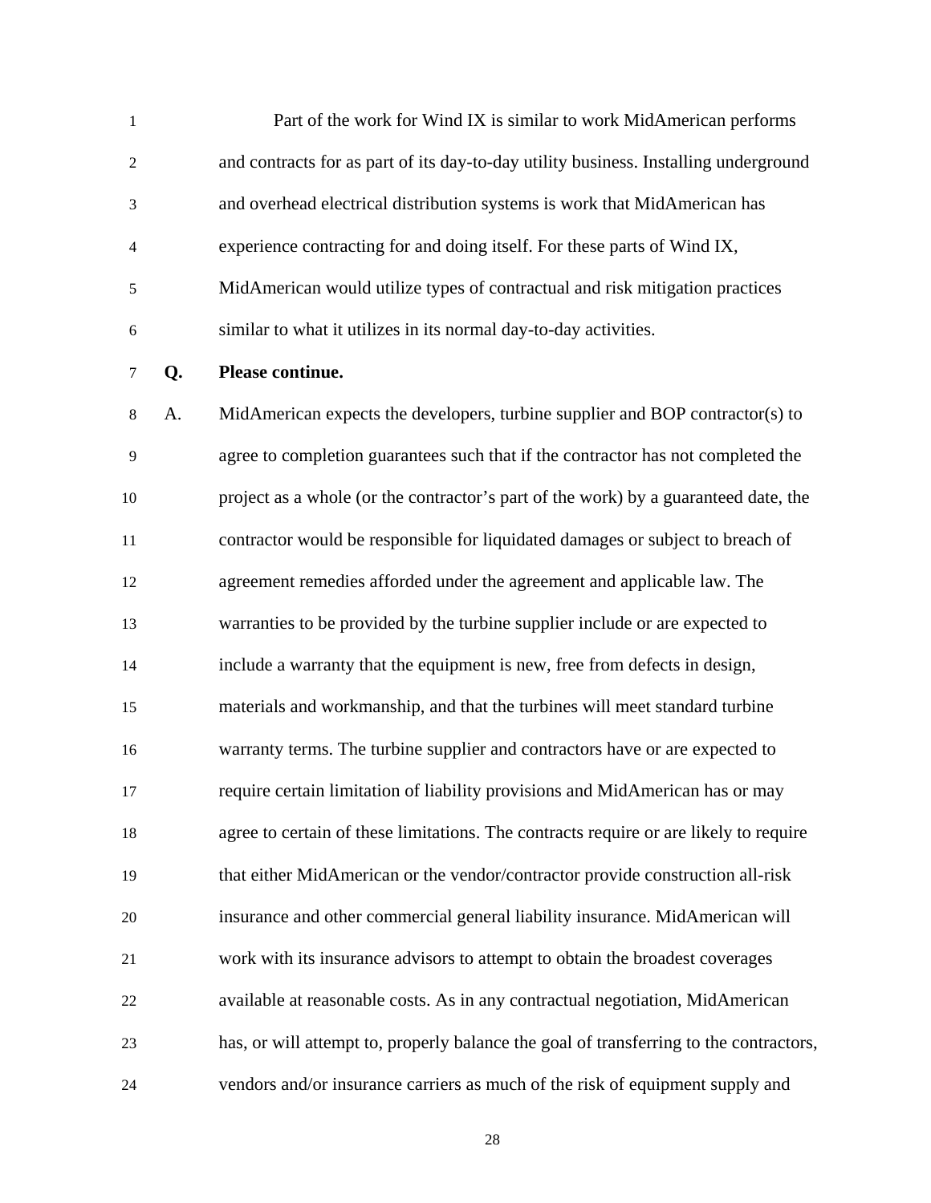Part of the work for Wind IX is similar to work MidAmerican performs and contracts for as part of its day-to-day utility business. Installing underground and overhead electrical distribution systems is work that MidAmerican has experience contracting for and doing itself. For these parts of Wind IX, MidAmerican would utilize types of contractual and risk mitigation practices similar to what it utilizes in its normal day-to-day activities.

**Q. Please continue.**

A. MidAmerican expects the developers, turbine supplier and BOP contractor(s) to agree to completion guarantees such that if the contractor has not completed the project as a whole (or the contractor's part of the work) by a guaranteed date, the contractor would be responsible for liquidated damages or subject to breach of agreement remedies afforded under the agreement and applicable law. The warranties to be provided by the turbine supplier include or are expected to include a warranty that the equipment is new, free from defects in design, materials and workmanship, and that the turbines will meet standard turbine warranty terms. The turbine supplier and contractors have or are expected to require certain limitation of liability provisions and MidAmerican has or may agree to certain of these limitations. The contracts require or are likely to require that either MidAmerican or the vendor/contractor provide construction all-risk insurance and other commercial general liability insurance. MidAmerican will work with its insurance advisors to attempt to obtain the broadest coverages available at reasonable costs. As in any contractual negotiation, MidAmerican has, or will attempt to, properly balance the goal of transferring to the contractors, vendors and/or insurance carriers as much of the risk of equipment supply and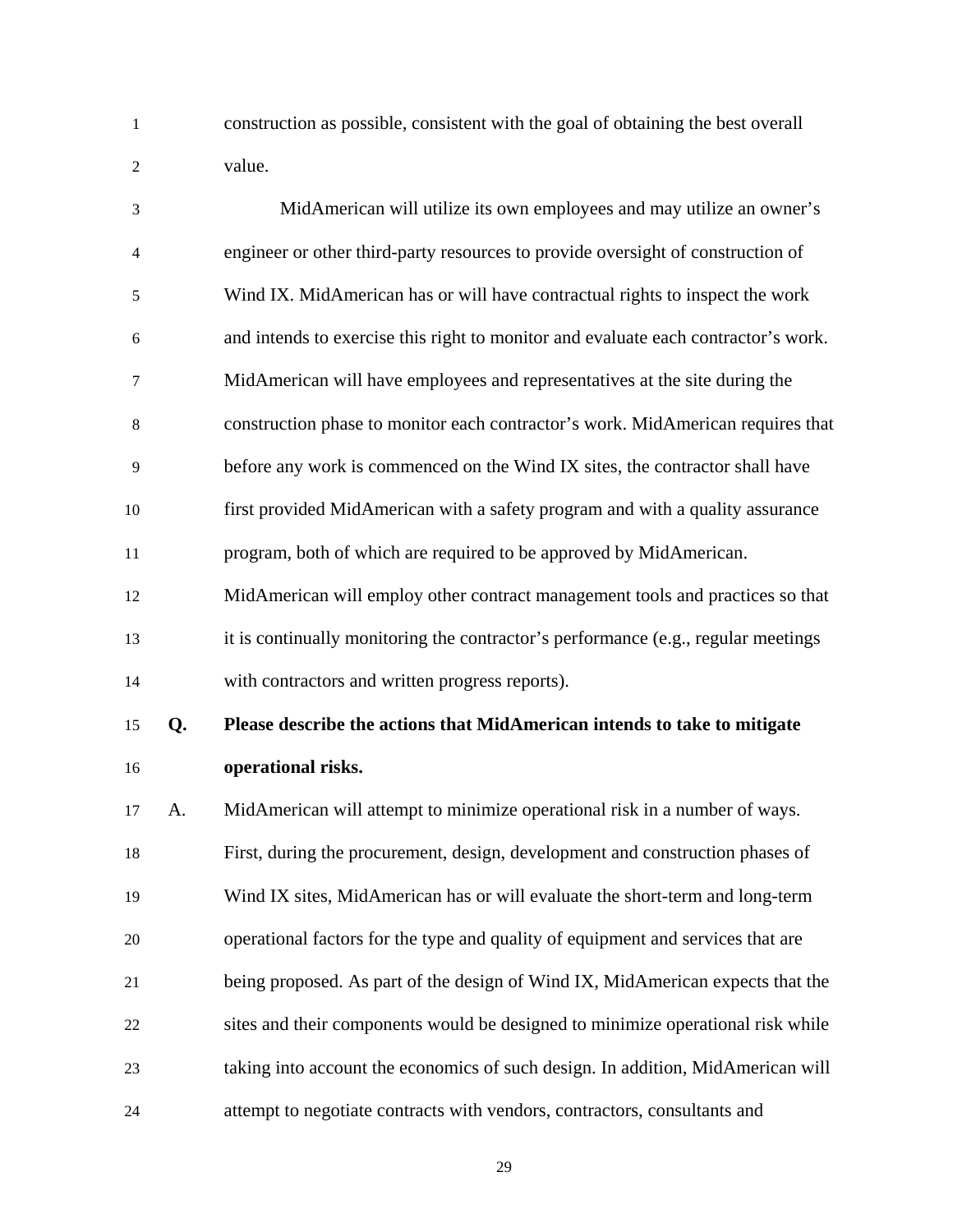construction as possible, consistent with the goal of obtaining the best overall value.

MidAmerican will utilize its own employees and may utilize an owner's engineer or other third-party resources to provide oversight of construction of Wind IX. MidAmerican has or will have contractual rights to inspect the work and intends to exercise this right to monitor and evaluate each contractor's work. MidAmerican will have employees and representatives at the site during the construction phase to monitor each contractor's work. MidAmerican requires that before any work is commenced on the Wind IX sites, the contractor shall have first provided MidAmerican with a safety program and with a quality assurance program, both of which are required to be approved by MidAmerican. MidAmerican will employ other contract management tools and practices so that it is continually monitoring the contractor's performance (e.g., regular meetings with contractors and written progress reports).

**Q. Please describe the actions that MidAmerican intends to take to mitigate operational risks.**

A. MidAmerican will attempt to minimize operational risk in a number of ways. First, during the procurement, design, development and construction phases of Wind IX sites, MidAmerican has or will evaluate the short-term and long-term operational factors for the type and quality of equipment and services that are being proposed. As part of the design of Wind IX, MidAmerican expects that the sites and their components would be designed to minimize operational risk while taking into account the economics of such design. In addition, MidAmerican will attempt to negotiate contracts with vendors, contractors, consultants and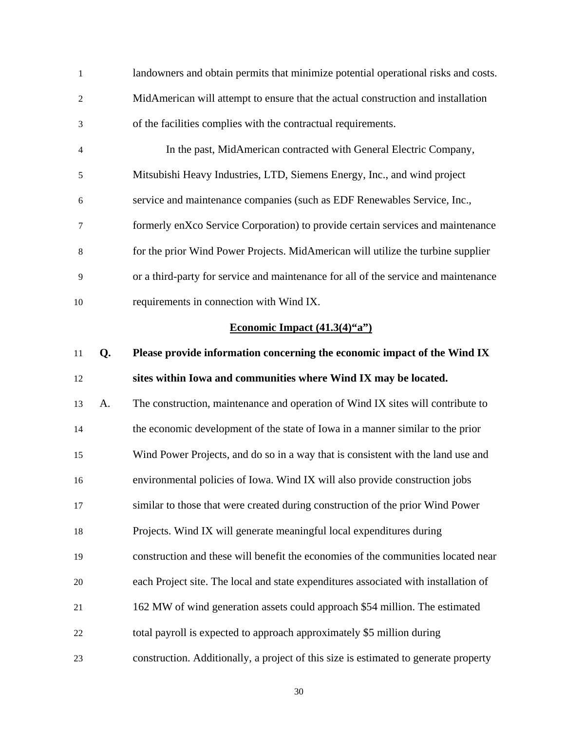landowners and obtain permits that minimize potential operational risks and costs. MidAmerican will attempt to ensure that the actual construction and installation of the facilities complies with the contractual requirements.

In the past, MidAmerican contracted with General Electric Company, Mitsubishi Heavy Industries, LTD, Siemens Energy, Inc., and wind project service and maintenance companies (such as EDF Renewables Service, Inc., formerly enXco Service Corporation) to provide certain services and maintenance for the prior Wind Power Projects. MidAmerican will utilize the turbine supplier or a third-party for service and maintenance for all of the service and maintenance requirements in connection with Wind IX.

**<u>Economic Impact (41.3(4)"a")</u>**

**Q. Please provide information concerning the economic impact of the Wind IX sites within Iowa and communities where Wind IX may be located.**

A. The construction, maintenance and operation of Wind IX sites will contribute to the economic development of the state of Iowa in a manner similar to the prior Wind Power Projects, and do so in a way that is consistent with the land use and environmental policies of Iowa. Wind IX will also provide construction jobs similar to those that were created during construction of the prior Wind Power Projects. Wind IX will generate meaningful local expenditures during construction and these will benefit the economies of the communities located near each Project site. The local and state expenditures associated with installation of 162 MW of wind generation assets could approach $54 million. The estimated total payroll is expected to approach approximately $5 million during construction. Additionally, a project of this size is estimated to generate property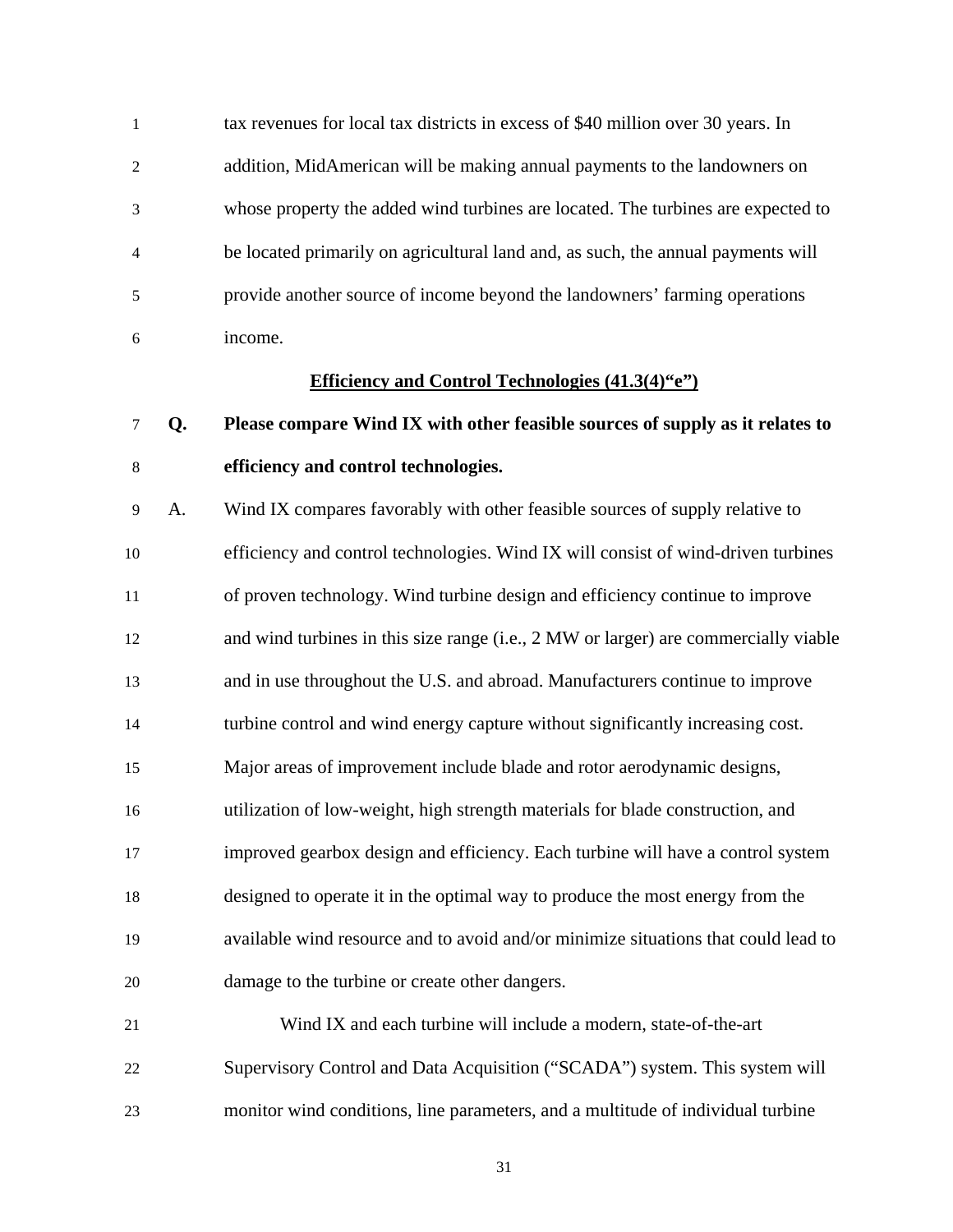tax revenues for local tax districts in excess of $40 million over 30 years. In addition, MidAmerican will be making annual payments to the landowners on whose property the added wind turbines are located. The turbines are expected to be located primarily on agricultural land and, as such, the annual payments will provide another source of income beyond the landowners' farming operations income.

## Efficiency and Control Technologies (41.3(4)"e")

**Q. Please compare Wind IX with other feasible sources of supply as it relates to efficiency and control technologies.**

A. Wind IX compares favorably with other feasible sources of supply relative to efficiency and control technologies. Wind IX will consist of wind-driven turbines of proven technology. Wind turbine design and efficiency continue to improve and wind turbines in this size range (i.e., 2 MW or larger) are commercially viable and in use throughout the U.S. and abroad. Manufacturers continue to improve turbine control and wind energy capture without significantly increasing cost. Major areas of improvement include blade and rotor aerodynamic designs, utilization of low-weight, high strength materials for blade construction, and improved gearbox design and efficiency. Each turbine will have a control system designed to operate it in the optimal way to produce the most energy from the available wind resource and to avoid and/or minimize situations that could lead to damage to the turbine or create other dangers.

Wind IX and each turbine will include a modern, state-of-the-art Supervisory Control and Data Acquisition ("SCADA") system. This system will monitor wind conditions, line parameters, and a multitude of individual turbine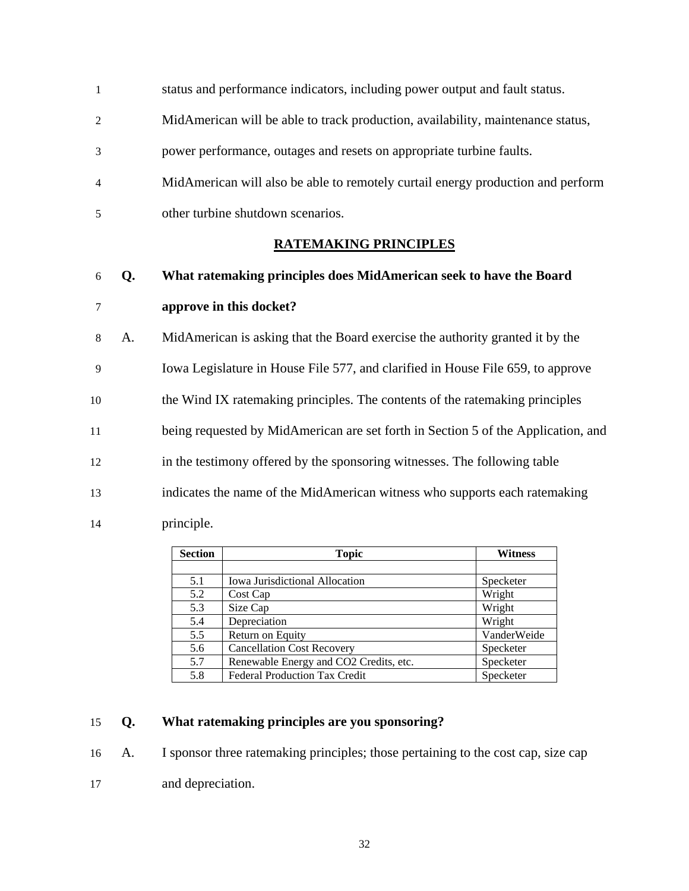status and performance indicators, including power output and fault status. MidAmerican will be able to track production, availability, maintenance status, power performance, outages and resets on appropriate turbine faults. MidAmerican will also be able to remotely curtail energy production and perform other turbine shutdown scenarios.

## RATEMAKING PRINCIPLES

**Q. What ratemaking principles does MidAmerican seek to have the Board approve in this docket?**

A. MidAmerican is asking that the Board exercise the authority granted it by the Iowa Legislature in House File 577, and clarified in House File 659, to approve the Wind IX ratemaking principles. The contents of the ratemaking principles being requested by MidAmerican are set forth in Section 5 of the Application, and in the testimony offered by the sponsoring witnesses. The following table indicates the name of the MidAmerican witness who supports each ratemaking principle.

| Section | Topic | Witness |
|---|---|---|
| | | |
| 5.1 | Iowa Jurisdictional Allocation | Specketer |
| 5.2 | Cost Cap | Wright |
| 5.3 | Size Cap | Wright |
| 5.4 | Depreciation | Wright |
| 5.5 | Return on Equity | VanderWeide |
| 5.6 | Cancellation Cost Recovery | Specketer |
| 5.7 | Renewable Energy and CO2 Credits, etc. | Specketer |
| 5.8 | Federal Production Tax Credit | Specketer |

**Q. What ratemaking principles are you sponsoring?**

A. I sponsor three ratemaking principles; those pertaining to the cost cap, size cap and depreciation.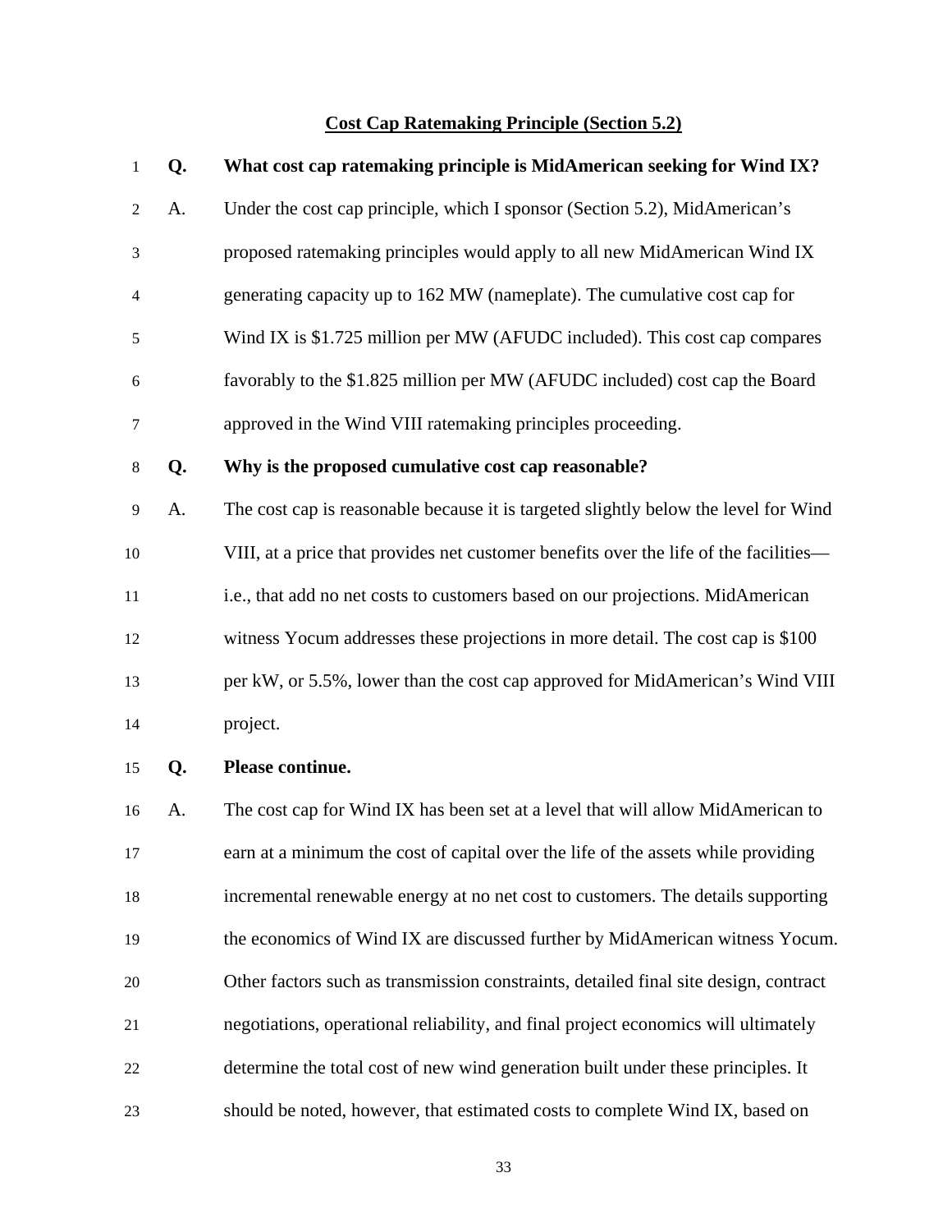## Cost Cap Ratemaking Principle (Section 5.2)

**Q. What cost cap ratemaking principle is MidAmerican seeking for Wind IX?**

A. Under the cost cap principle, which I sponsor (Section 5.2), MidAmerican's proposed ratemaking principles would apply to all new MidAmerican Wind IX generating capacity up to 162 MW (nameplate). The cumulative cost cap for Wind IX is $1.725 million per MW (AFUDC included). This cost cap compares favorably to the $1.825 million per MW (AFUDC included) cost cap the Board approved in the Wind VIII ratemaking principles proceeding.

**Q. Why is the proposed cumulative cost cap reasonable?**

A. The cost cap is reasonable because it is targeted slightly below the level for Wind VIII, at a price that provides net customer benefits over the life of the facilities—i.e., that add no net costs to customers based on our projections. MidAmerican witness Yocum addresses these projections in more detail. The cost cap is $100 per kW, or 5.5%, lower than the cost cap approved for MidAmerican's Wind VIII project.

**Q. Please continue.**

A. The cost cap for Wind IX has been set at a level that will allow MidAmerican to earn at a minimum the cost of capital over the life of the assets while providing incremental renewable energy at no net cost to customers. The details supporting the economics of Wind IX are discussed further by MidAmerican witness Yocum. Other factors such as transmission constraints, detailed final site design, contract negotiations, operational reliability, and final project economics will ultimately determine the total cost of new wind generation built under these principles. It should be noted, however, that estimated costs to complete Wind IX, based on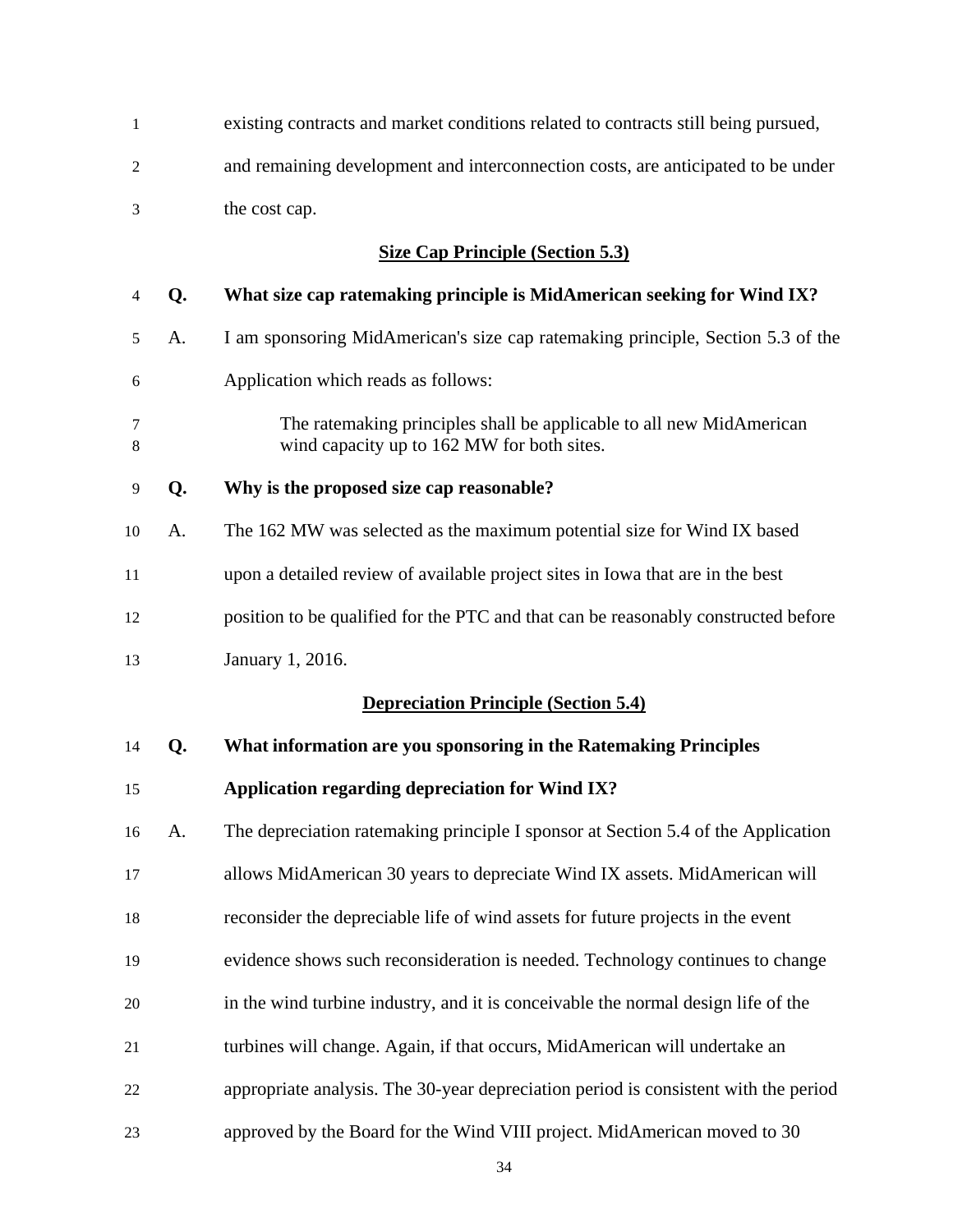existing contracts and market conditions related to contracts still being pursued, and remaining development and interconnection costs, are anticipated to be under the cost cap.

### Size Cap Principle (Section 5.3)

**Q. What size cap ratemaking principle is MidAmerican seeking for Wind IX?**

A. I am sponsoring MidAmerican's size cap ratemaking principle, Section 5.3 of the Application which reads as follows:

> The ratemaking principles shall be applicable to all new MidAmerican wind capacity up to 162 MW for both sites.

**Q. Why is the proposed size cap reasonable?**

A. The 162 MW was selected as the maximum potential size for Wind IX based upon a detailed review of available project sites in Iowa that are in the best position to be qualified for the PTC and that can be reasonably constructed before January 1, 2016.

### Depreciation Principle (Section 5.4)

**Q. What information are you sponsoring in the Ratemaking Principles Application regarding depreciation for Wind IX?**

A. The depreciation ratemaking principle I sponsor at Section 5.4 of the Application allows MidAmerican 30 years to depreciate Wind IX assets. MidAmerican will reconsider the depreciable life of wind assets for future projects in the event evidence shows such reconsideration is needed. Technology continues to change in the wind turbine industry, and it is conceivable the normal design life of the turbines will change. Again, if that occurs, MidAmerican will undertake an appropriate analysis. The 30-year depreciation period is consistent with the period approved by the Board for the Wind VIII project. MidAmerican moved to 30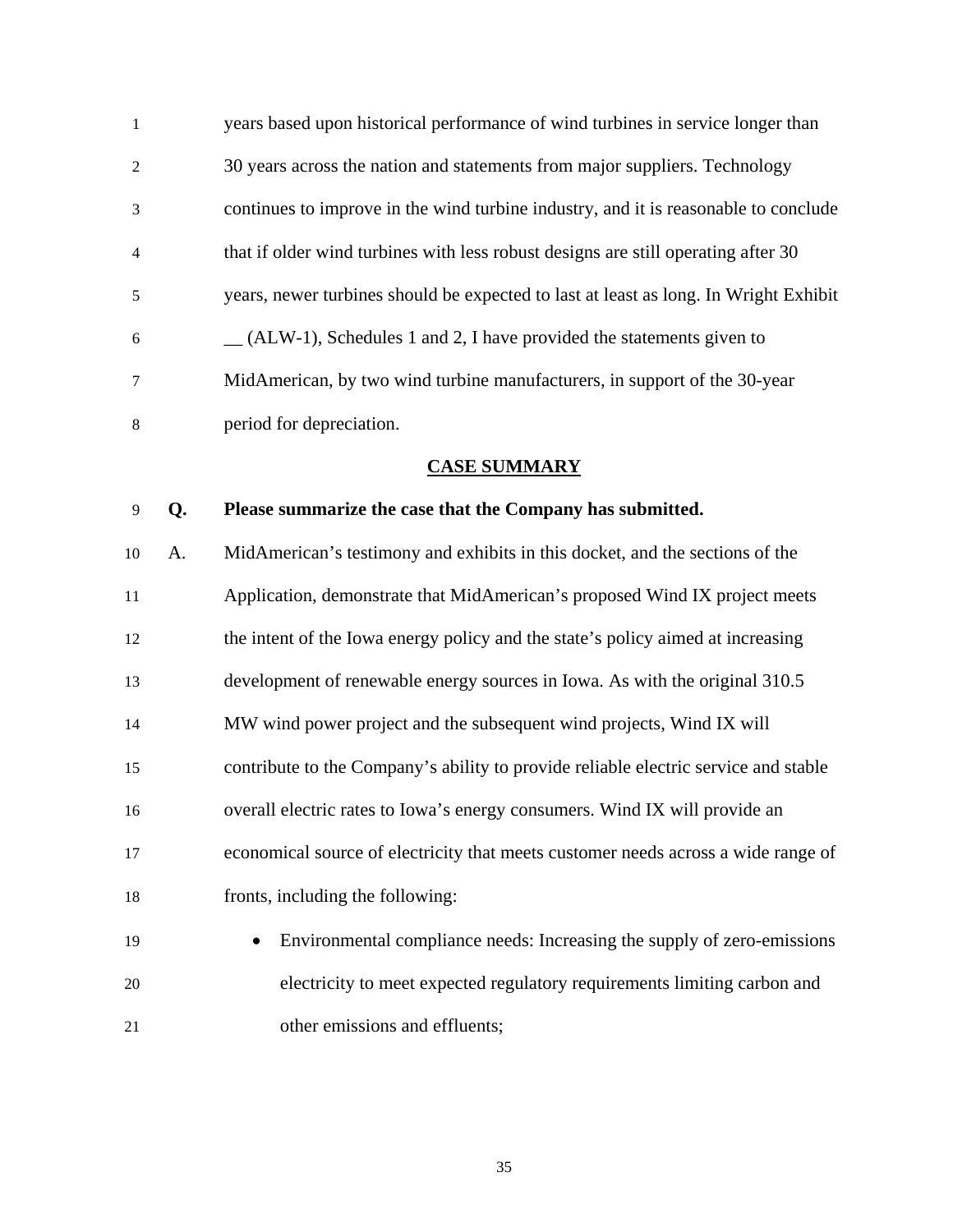years based upon historical performance of wind turbines in service longer than 30 years across the nation and statements from major suppliers. Technology continues to improve in the wind turbine industry, and it is reasonable to conclude that if older wind turbines with less robust designs are still operating after 30 years, newer turbines should be expected to last at least as long. In Wright Exhibit __ (ALW-1), Schedules 1 and 2, I have provided the statements given to MidAmerican, by two wind turbine manufacturers, in support of the 30-year period for depreciation.

## CASE SUMMARY

**Q. Please summarize the case that the Company has submitted.**

A. MidAmerican's testimony and exhibits in this docket, and the sections of the Application, demonstrate that MidAmerican's proposed Wind IX project meets the intent of the Iowa energy policy and the state's policy aimed at increasing development of renewable energy sources in Iowa. As with the original 310.5 MW wind power project and the subsequent wind projects, Wind IX will contribute to the Company's ability to provide reliable electric service and stable overall electric rates to Iowa's energy consumers. Wind IX will provide an economical source of electricity that meets customer needs across a wide range of fronts, including the following:

- Environmental compliance needs: Increasing the supply of zero-emissions electricity to meet expected regulatory requirements limiting carbon and other emissions and effluents;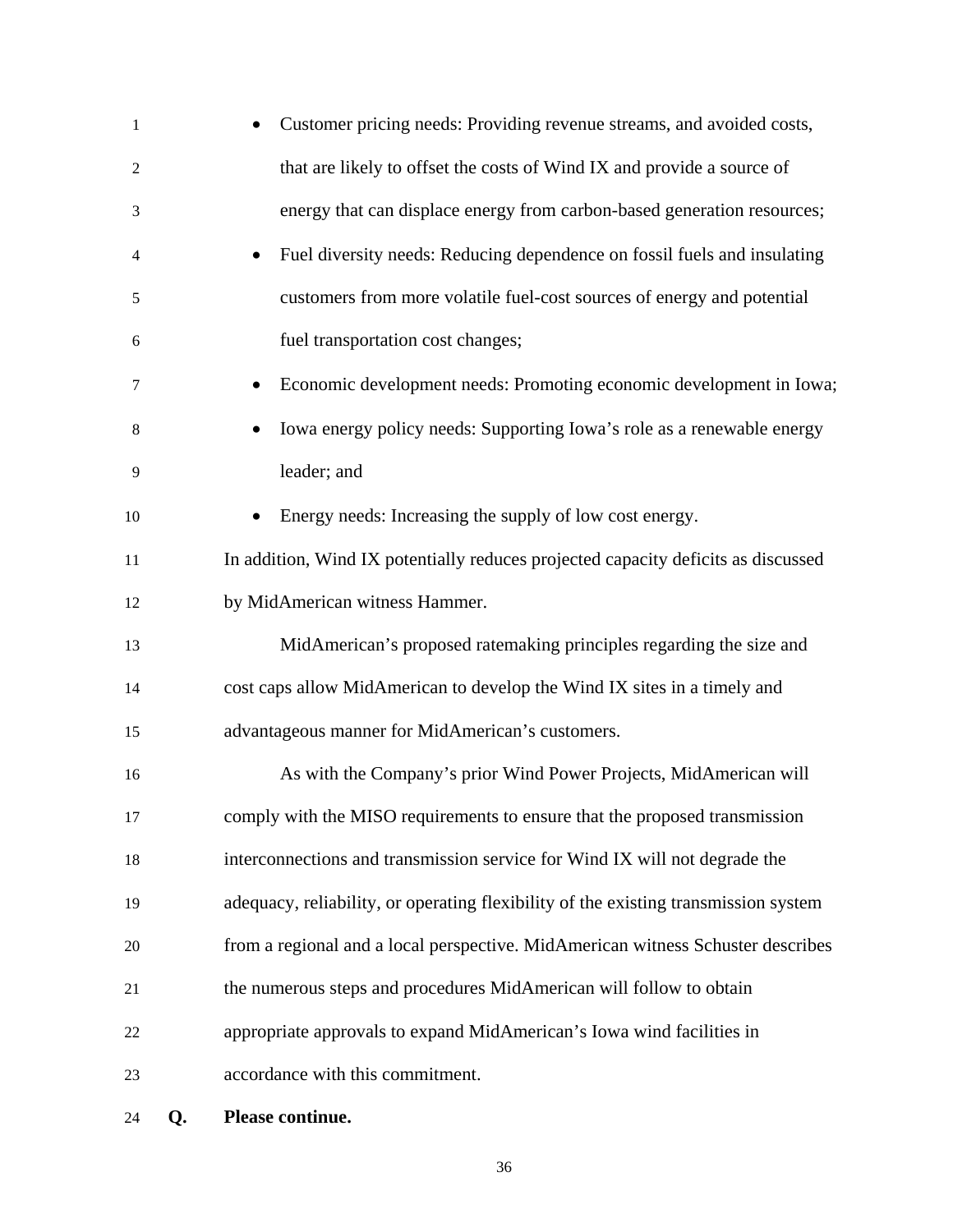- Customer pricing needs: Providing revenue streams, and avoided costs, that are likely to offset the costs of Wind IX and provide a source of energy that can displace energy from carbon-based generation resources;
- Fuel diversity needs: Reducing dependence on fossil fuels and insulating customers from more volatile fuel-cost sources of energy and potential fuel transportation cost changes;
- Economic development needs: Promoting economic development in Iowa;
- Iowa energy policy needs: Supporting Iowa's role as a renewable energy leader; and
- Energy needs: Increasing the supply of low cost energy.

In addition, Wind IX potentially reduces projected capacity deficits as discussed by MidAmerican witness Hammer.

MidAmerican's proposed ratemaking principles regarding the size and cost caps allow MidAmerican to develop the Wind IX sites in a timely and advantageous manner for MidAmerican's customers.

As with the Company's prior Wind Power Projects, MidAmerican will comply with the MISO requirements to ensure that the proposed transmission interconnections and transmission service for Wind IX will not degrade the adequacy, reliability, or operating flexibility of the existing transmission system from a regional and a local perspective. MidAmerican witness Schuster describes the numerous steps and procedures MidAmerican will follow to obtain appropriate approvals to expand MidAmerican's Iowa wind facilities in accordance with this commitment.

**Q. Please continue.**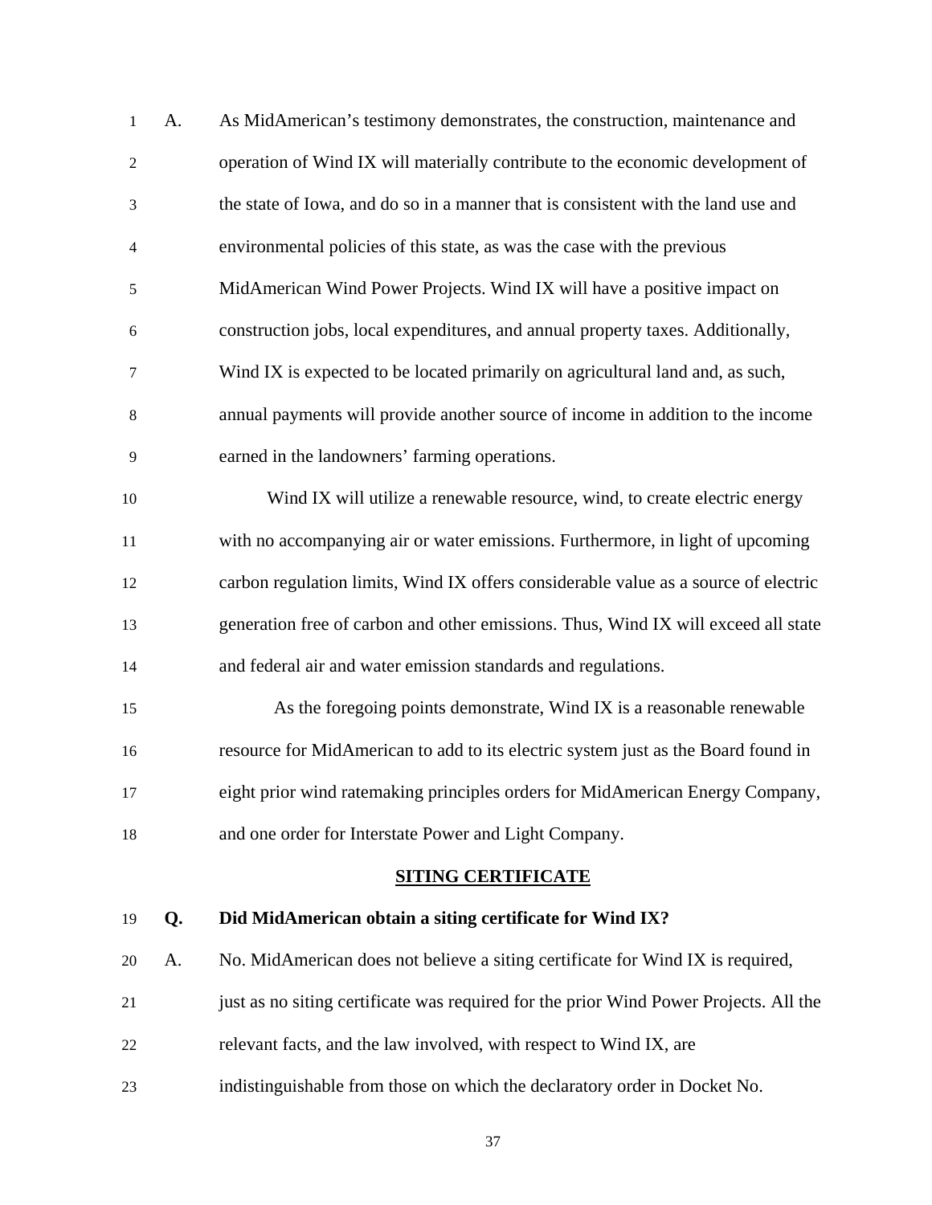A. As MidAmerican's testimony demonstrates, the construction, maintenance and operation of Wind IX will materially contribute to the economic development of the state of Iowa, and do so in a manner that is consistent with the land use and environmental policies of this state, as was the case with the previous MidAmerican Wind Power Projects. Wind IX will have a positive impact on construction jobs, local expenditures, and annual property taxes. Additionally, Wind IX is expected to be located primarily on agricultural land and, as such, annual payments will provide another source of income in addition to the income earned in the landowners' farming operations.

Wind IX will utilize a renewable resource, wind, to create electric energy with no accompanying air or water emissions. Furthermore, in light of upcoming carbon regulation limits, Wind IX offers considerable value as a source of electric generation free of carbon and other emissions. Thus, Wind IX will exceed all state and federal air and water emission standards and regulations.

As the foregoing points demonstrate, Wind IX is a reasonable renewable resource for MidAmerican to add to its electric system just as the Board found in eight prior wind ratemaking principles orders for MidAmerican Energy Company, and one order for Interstate Power and Light Company.

## SITING CERTIFICATE

**Q. Did MidAmerican obtain a siting certificate for Wind IX?**

A. No. MidAmerican does not believe a siting certificate for Wind IX is required, just as no siting certificate was required for the prior Wind Power Projects. All the relevant facts, and the law involved, with respect to Wind IX, are indistinguishable from those on which the declaratory order in Docket No.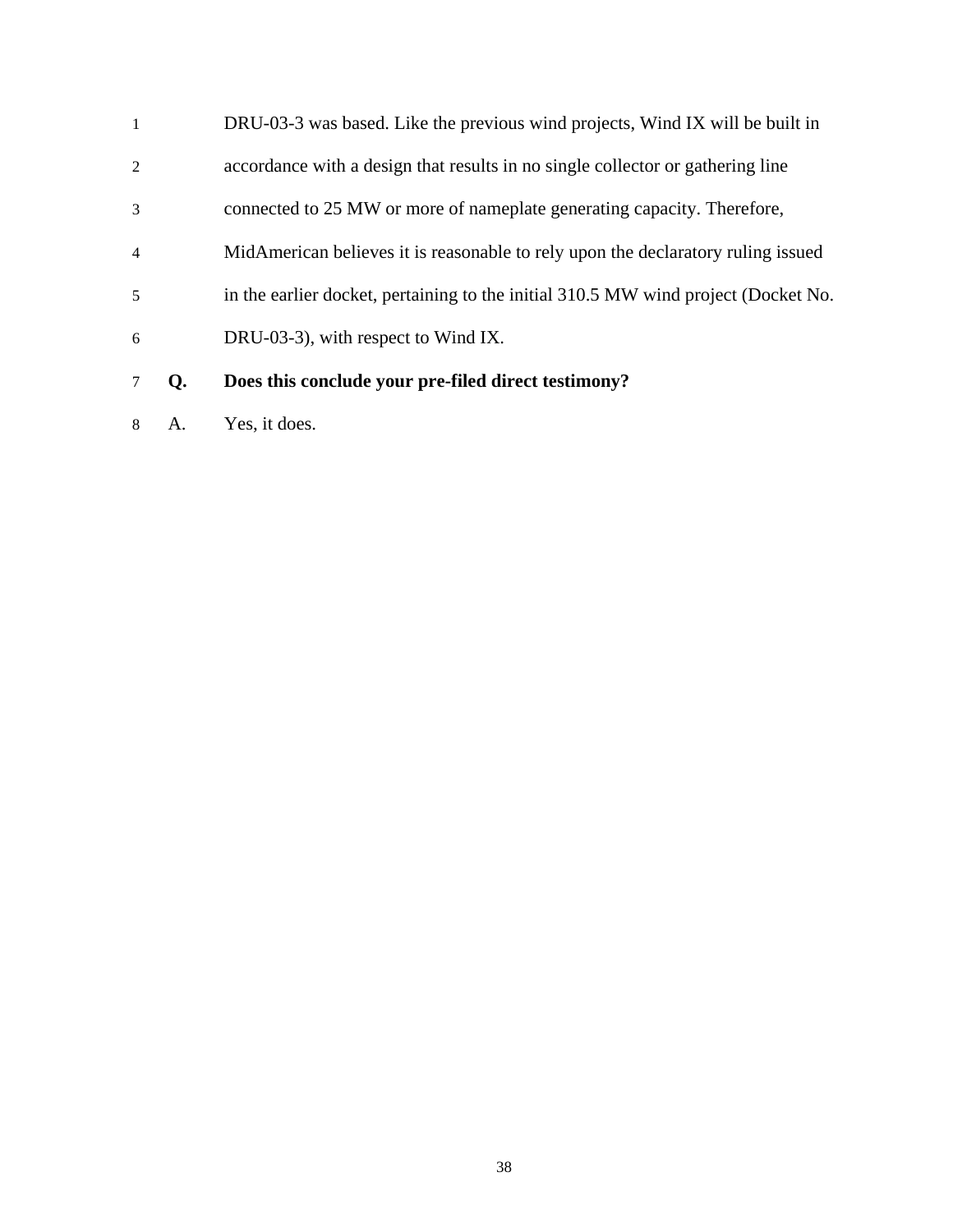DRU-03-3 was based. Like the previous wind projects, Wind IX will be built in accordance with a design that results in no single collector or gathering line connected to 25 MW or more of nameplate generating capacity. Therefore, MidAmerican believes it is reasonable to rely upon the declaratory ruling issued in the earlier docket, pertaining to the initial 310.5 MW wind project (Docket No. DRU-03-3), with respect to Wind IX.

**Q. Does this conclude your pre-filed direct testimony?**

A. Yes, it does.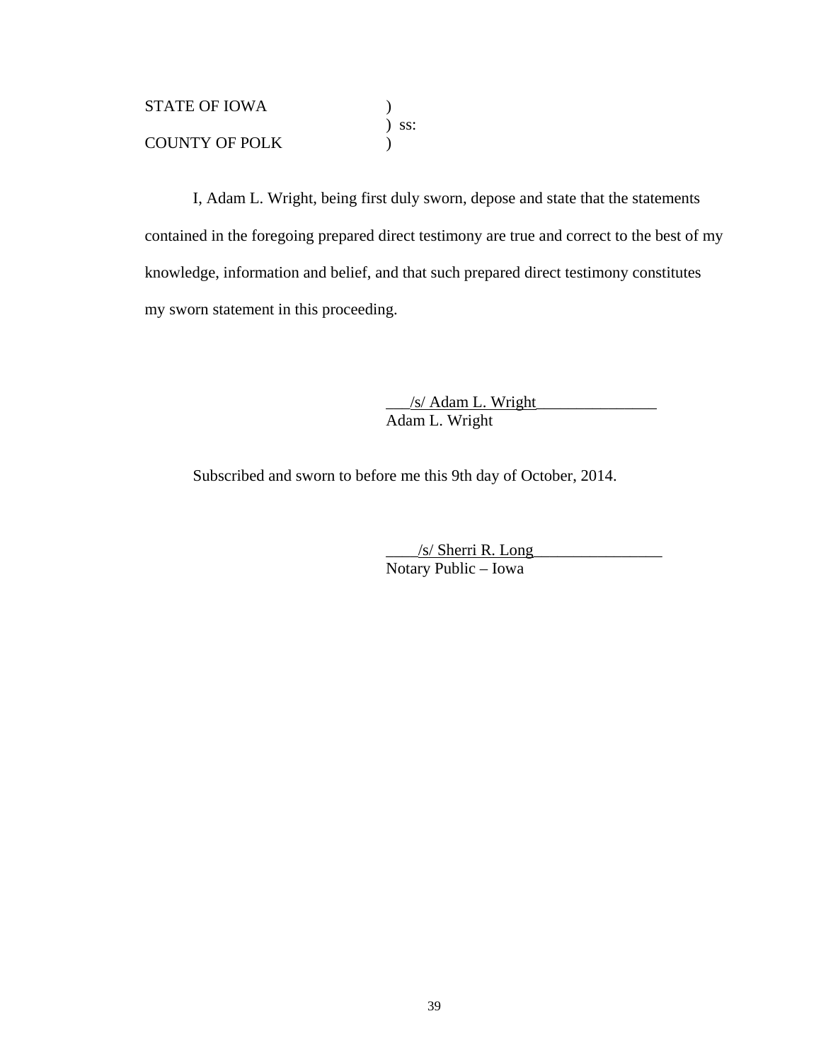STATE OF IOWA )
) ss:
COUNTY OF POLK )

I, Adam L. Wright, being first duly sworn, depose and state that the statements contained in the foregoing prepared direct testimony are true and correct to the best of my knowledge, information and belief, and that such prepared direct testimony constitutes my sworn statement in this proceeding.

/s/ Adam L. Wright
Adam L. Wright

Subscribed and sworn to before me this 9th day of October, 2014.

/s/ Sherri R. Long
Notary Public – Iowa